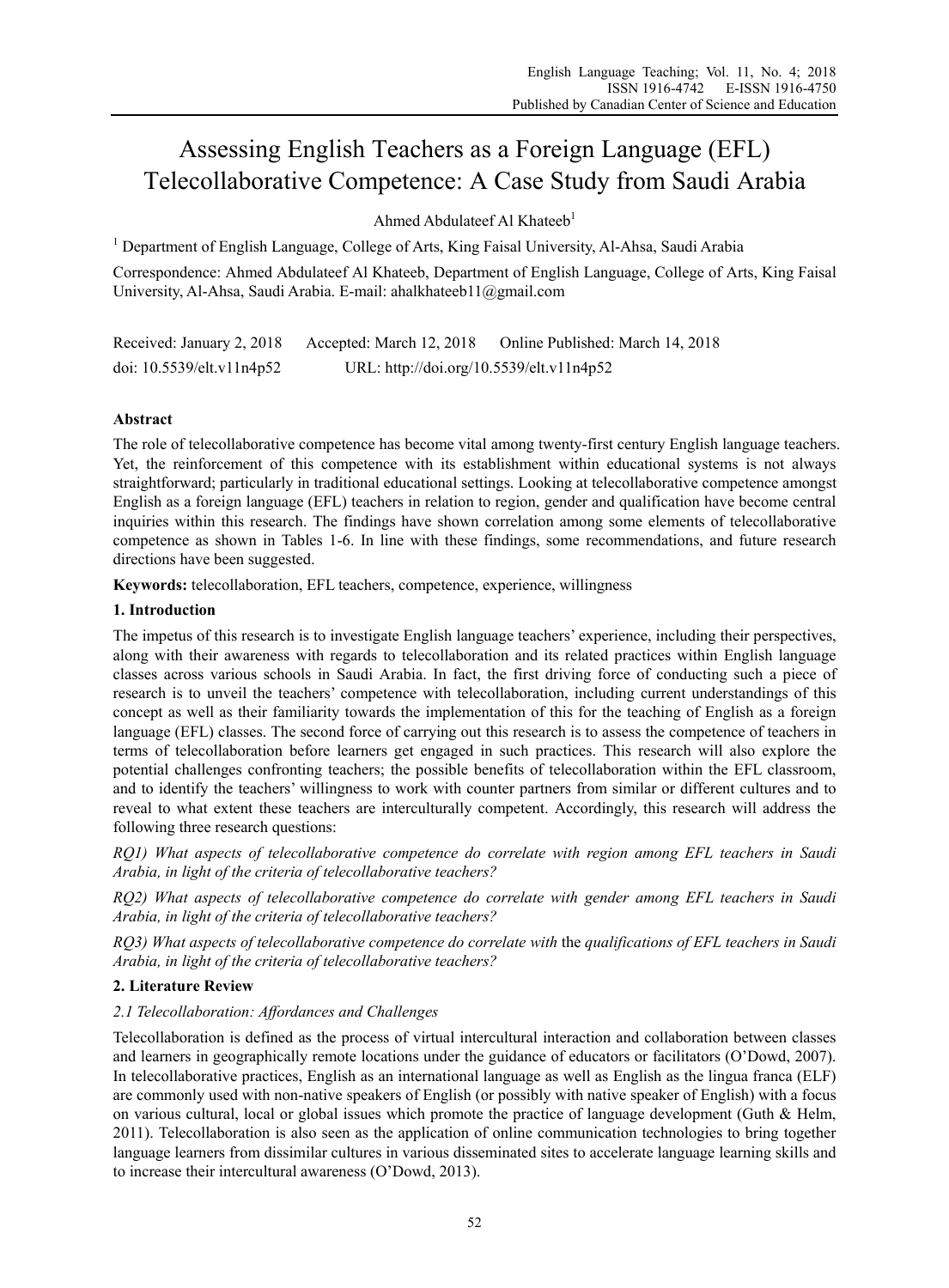# Assessing English Teachers as a Foreign Language (EFL) Telecollaborative Competence: A Case Study from Saudi Arabia

Ahmed Abdulateef Al Khateeb[1]

[1] Department of English Language, College of Arts, King Faisal University, Al-Ahsa, Saudi Arabia

Correspondence: Ahmed Abdulateef Al Khateeb, Department of English Language, College of Arts, King Faisal University, Al-Ahsa, Saudi Arabia. E-mail: ahalkhateeb11@gmail.com

Received: January 2, 2018 Accepted: March 12, 2018 Online Published: March 14, 2018

doi: 10.5539/elt.v11n4p52 URL: http://doi.org/10.5539/elt.v11n4p52

**Abstract**

The role of telecollaborative competence has become vital among twenty-first century English language teachers. Yet, the reinforcement of this competence with its establishment within educational systems is not always straightforward; particularly in traditional educational settings. Looking at telecollaborative competence amongst English as a foreign language (EFL) teachers in relation to region, gender and qualification have become central inquiries within this research. The findings have shown correlation among some elements of telecollaborative competence as shown in Tables 1-6. In line with these findings, some recommendations, and future research directions have been suggested.

**Keywords:** telecollaboration, EFL teachers, competence, experience, willingness

## 1. Introduction

The impetus of this research is to investigate English language teachers' experience, including their perspectives, along with their awareness with regards to telecollaboration and its related practices within English language classes across various schools in Saudi Arabia. In fact, the first driving force of conducting such a piece of research is to unveil the teachers' competence with telecollaboration, including current understandings of this concept as well as their familiarity towards the implementation of this for the teaching of English as a foreign language (EFL) classes. The second force of carrying out this research is to assess the competence of teachers in terms of telecollaboration before learners get engaged in such practices. This research will also explore the potential challenges confronting teachers; the possible benefits of telecollaboration within the EFL classroom, and to identify the teachers' willingness to work with counter partners from similar or different cultures and to reveal to what extent these teachers are interculturally competent. Accordingly, this research will address the following three research questions:

*RQ1) What aspects of telecollaborative competence do correlate with region among EFL teachers in Saudi Arabia, in light of the criteria of telecollaborative teachers?*

*RQ2) What aspects of telecollaborative competence do correlate with gender among EFL teachers in Saudi Arabia, in light of the criteria of telecollaborative teachers?*

*RQ3) What aspects of telecollaborative competence do correlate with* the *qualifications of EFL teachers in Saudi Arabia, in light of the criteria of telecollaborative teachers?*

## 2. Literature Review

### *2.1 Telecollaboration: Affordances and Challenges*

Telecollaboration is defined as the process of virtual intercultural interaction and collaboration between classes and learners in geographically remote locations under the guidance of educators or facilitators (O'Dowd, 2007). In telecollaborative practices, English as an international language as well as English as the lingua franca (ELF) are commonly used with non-native speakers of English (or possibly with native speaker of English) with a focus on various cultural, local or global issues which promote the practice of language development (Guth & Helm, 2011). Telecollaboration is also seen as the application of online communication technologies to bring together language learners from dissimilar cultures in various disseminated sites to accelerate language learning skills and to increase their intercultural awareness (O'Dowd, 2013).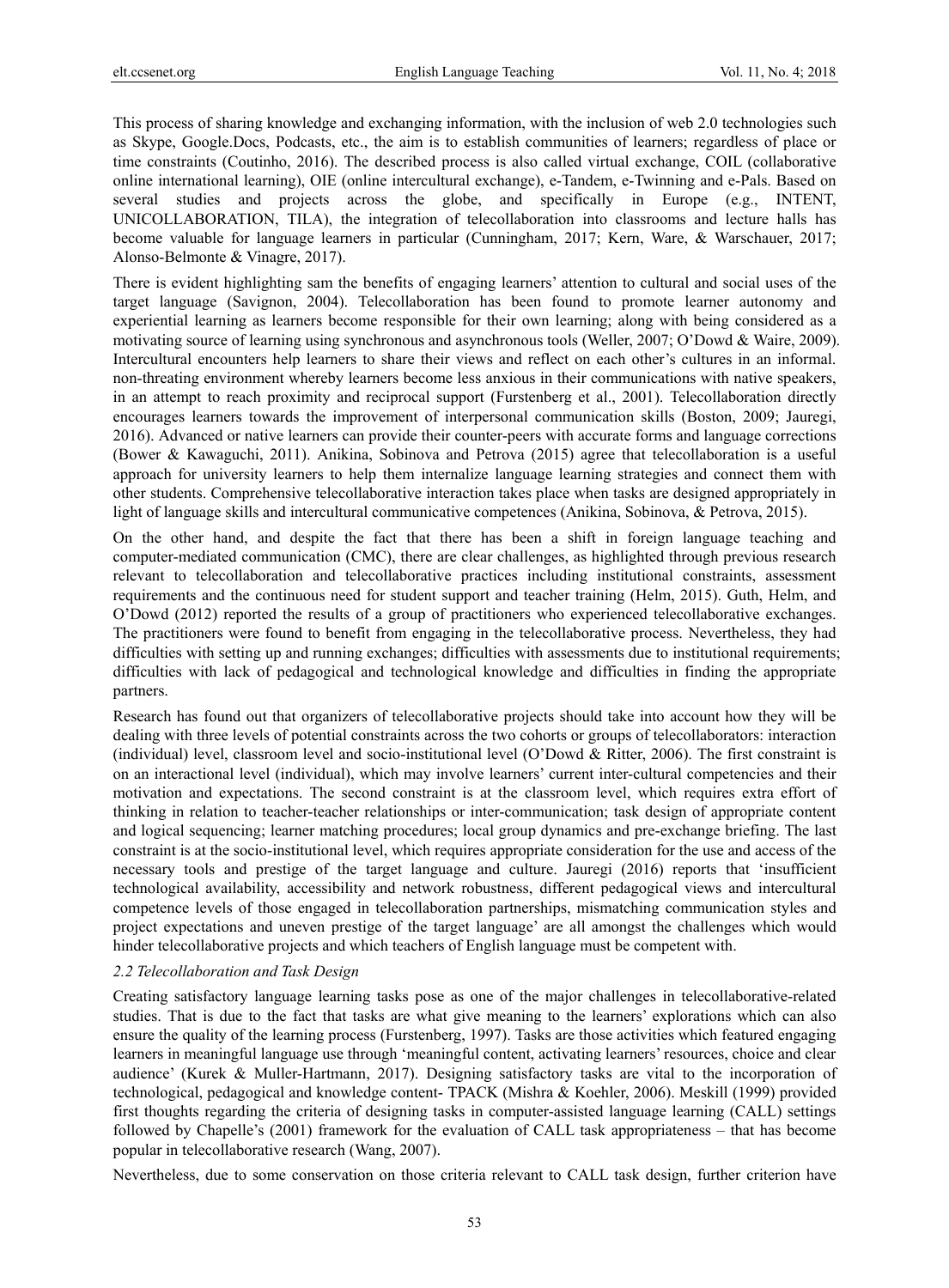This process of sharing knowledge and exchanging information, with the inclusion of web 2.0 technologies such as Skype, Google.Docs, Podcasts, etc., the aim is to establish communities of learners; regardless of place or time constraints (Coutinho, 2016). The described process is also called virtual exchange, COIL (collaborative online international learning), OIE (online intercultural exchange), e-Tandem, e-Twinning and e-Pals. Based on several studies and projects across the globe, and specifically in Europe (e.g., INTENT, UNICOLLABORATION, TILA), the integration of telecollaboration into classrooms and lecture halls has become valuable for language learners in particular (Cunningham, 2017; Kern, Ware, & Warschauer, 2017; Alonso-Belmonte & Vinagre, 2017).

There is evident highlighting sam the benefits of engaging learners' attention to cultural and social uses of the target language (Savignon, 2004). Telecollaboration has been found to promote learner autonomy and experiential learning as learners become responsible for their own learning; along with being considered as a motivating source of learning using synchronous and asynchronous tools (Weller, 2007; O'Dowd & Waire, 2009). Intercultural encounters help learners to share their views and reflect on each other's cultures in an informal. non-threating environment whereby learners become less anxious in their communications with native speakers, in an attempt to reach proximity and reciprocal support (Furstenberg et al., 2001). Telecollaboration directly encourages learners towards the improvement of interpersonal communication skills (Boston, 2009; Jauregi, 2016). Advanced or native learners can provide their counter-peers with accurate forms and language corrections (Bower & Kawaguchi, 2011). Anikina, Sobinova and Petrova (2015) agree that telecollaboration is a useful approach for university learners to help them internalize language learning strategies and connect them with other students. Comprehensive telecollaborative interaction takes place when tasks are designed appropriately in light of language skills and intercultural communicative competences (Anikina, Sobinova, & Petrova, 2015).

On the other hand, and despite the fact that there has been a shift in foreign language teaching and computer-mediated communication (CMC), there are clear challenges, as highlighted through previous research relevant to telecollaboration and telecollaborative practices including institutional constraints, assessment requirements and the continuous need for student support and teacher training (Helm, 2015). Guth, Helm, and O'Dowd (2012) reported the results of a group of practitioners who experienced telecollaborative exchanges. The practitioners were found to benefit from engaging in the telecollaborative process. Nevertheless, they had difficulties with setting up and running exchanges; difficulties with assessments due to institutional requirements; difficulties with lack of pedagogical and technological knowledge and difficulties in finding the appropriate partners.

Research has found out that organizers of telecollaborative projects should take into account how they will be dealing with three levels of potential constraints across the two cohorts or groups of telecollaborators: interaction (individual) level, classroom level and socio-institutional level (O'Dowd & Ritter, 2006). The first constraint is on an interactional level (individual), which may involve learners' current inter-cultural competencies and their motivation and expectations. The second constraint is at the classroom level, which requires extra effort of thinking in relation to teacher-teacher relationships or inter-communication; task design of appropriate content and logical sequencing; learner matching procedures; local group dynamics and pre-exchange briefing. The last constraint is at the socio-institutional level, which requires appropriate consideration for the use and access of the necessary tools and prestige of the target language and culture. Jauregi (2016) reports that 'insufficient technological availability, accessibility and network robustness, different pedagogical views and intercultural competence levels of those engaged in telecollaboration partnerships, mismatching communication styles and project expectations and uneven prestige of the target language' are all amongst the challenges which would hinder telecollaborative projects and which teachers of English language must be competent with.

### *2.2 Telecollaboration and Task Design*

Creating satisfactory language learning tasks pose as one of the major challenges in telecollaborative-related studies. That is due to the fact that tasks are what give meaning to the learners' explorations which can also ensure the quality of the learning process (Furstenberg, 1997). Tasks are those activities which featured engaging learners in meaningful language use through 'meaningful content, activating learners' resources, choice and clear audience' (Kurek & Muller-Hartmann, 2017). Designing satisfactory tasks are vital to the incorporation of technological, pedagogical and knowledge content- TPACK (Mishra & Koehler, 2006). Meskill (1999) provided first thoughts regarding the criteria of designing tasks in computer-assisted language learning (CALL) settings followed by Chapelle's (2001) framework for the evaluation of CALL task appropriateness – that has become popular in telecollaborative research (Wang, 2007).

Nevertheless, due to some conservation on those criteria relevant to CALL task design, further criterion have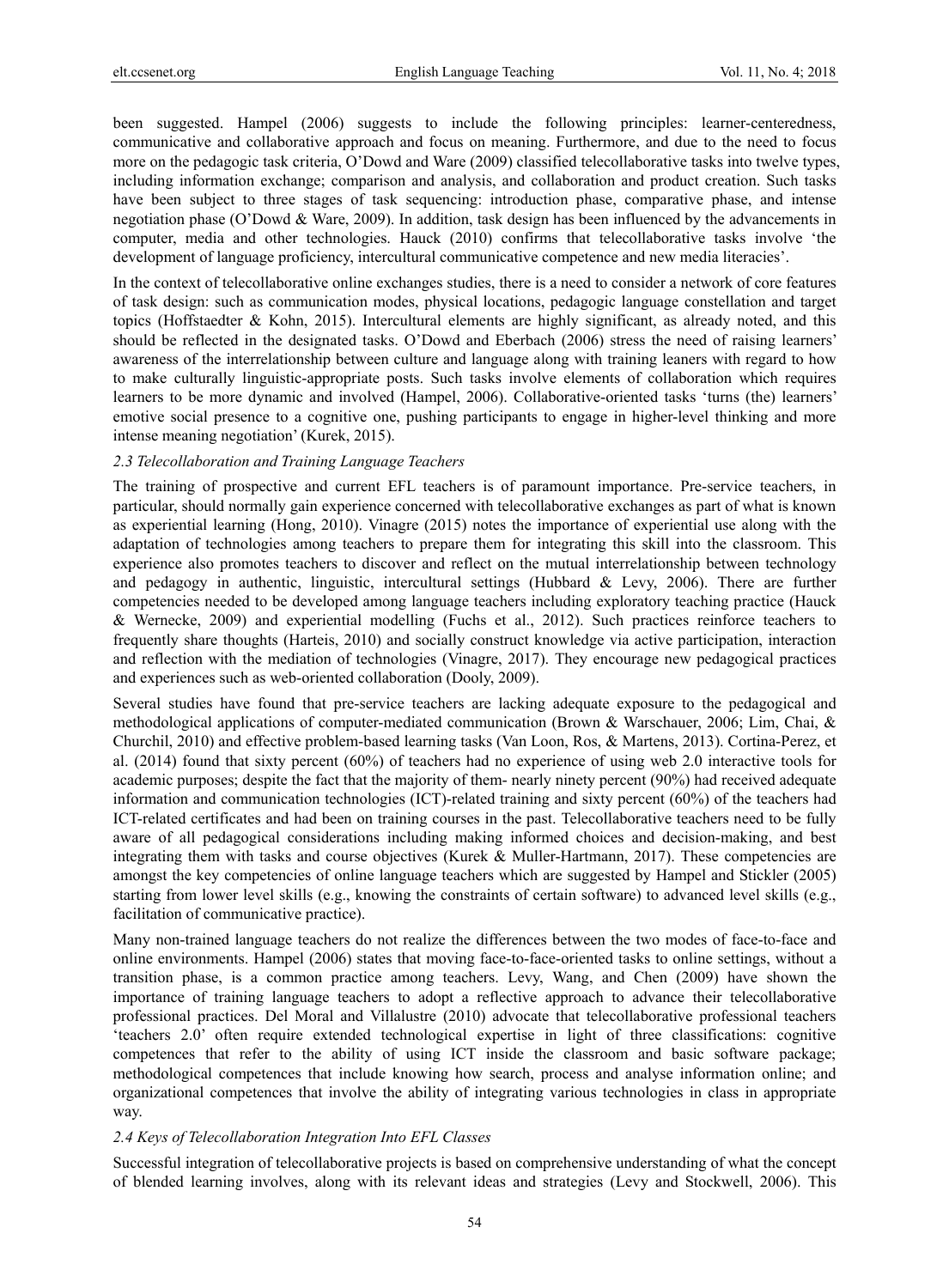been suggested. Hampel (2006) suggests to include the following principles: learner-centeredness, communicative and collaborative approach and focus on meaning. Furthermore, and due to the need to focus more on the pedagogic task criteria, O'Dowd and Ware (2009) classified telecollaborative tasks into twelve types, including information exchange; comparison and analysis, and collaboration and product creation. Such tasks have been subject to three stages of task sequencing: introduction phase, comparative phase, and intense negotiation phase (O'Dowd & Ware, 2009). In addition, task design has been influenced by the advancements in computer, media and other technologies. Hauck (2010) confirms that telecollaborative tasks involve 'the development of language proficiency, intercultural communicative competence and new media literacies'.

In the context of telecollaborative online exchanges studies, there is a need to consider a network of core features of task design: such as communication modes, physical locations, pedagogic language constellation and target topics (Hoffstaedter & Kohn, 2015). Intercultural elements are highly significant, as already noted, and this should be reflected in the designated tasks. O'Dowd and Eberbach (2006) stress the need of raising learners' awareness of the interrelationship between culture and language along with training leaners with regard to how to make culturally linguistic-appropriate posts. Such tasks involve elements of collaboration which requires learners to be more dynamic and involved (Hampel, 2006). Collaborative-oriented tasks 'turns (the) learners' emotive social presence to a cognitive one, pushing participants to engage in higher-level thinking and more intense meaning negotiation' (Kurek, 2015).

### *2.3 Telecollaboration and Training Language Teachers*

The training of prospective and current EFL teachers is of paramount importance. Pre-service teachers, in particular, should normally gain experience concerned with telecollaborative exchanges as part of what is known as experiential learning (Hong, 2010). Vinagre (2015) notes the importance of experiential use along with the adaptation of technologies among teachers to prepare them for integrating this skill into the classroom. This experience also promotes teachers to discover and reflect on the mutual interrelationship between technology and pedagogy in authentic, linguistic, intercultural settings (Hubbard & Levy, 2006). There are further competencies needed to be developed among language teachers including exploratory teaching practice (Hauck & Wernecke, 2009) and experiential modelling (Fuchs et al., 2012). Such practices reinforce teachers to frequently share thoughts (Harteis, 2010) and socially construct knowledge via active participation, interaction and reflection with the mediation of technologies (Vinagre, 2017). They encourage new pedagogical practices and experiences such as web-oriented collaboration (Dooly, 2009).

Several studies have found that pre-service teachers are lacking adequate exposure to the pedagogical and methodological applications of computer-mediated communication (Brown & Warschauer, 2006; Lim, Chai, & Churchil, 2010) and effective problem-based learning tasks (Van Loon, Ros, & Martens, 2013). Cortina-Perez, et al. (2014) found that sixty percent (60%) of teachers had no experience of using web 2.0 interactive tools for academic purposes; despite the fact that the majority of them- nearly ninety percent (90%) had received adequate information and communication technologies (ICT)-related training and sixty percent (60%) of the teachers had ICT-related certificates and had been on training courses in the past. Telecollaborative teachers need to be fully aware of all pedagogical considerations including making informed choices and decision-making, and best integrating them with tasks and course objectives (Kurek & Muller-Hartmann, 2017). These competencies are amongst the key competencies of online language teachers which are suggested by Hampel and Stickler (2005) starting from lower level skills (e.g., knowing the constraints of certain software) to advanced level skills (e.g., facilitation of communicative practice).

Many non-trained language teachers do not realize the differences between the two modes of face-to-face and online environments. Hampel (2006) states that moving face-to-face-oriented tasks to online settings, without a transition phase, is a common practice among teachers. Levy, Wang, and Chen (2009) have shown the importance of training language teachers to adopt a reflective approach to advance their telecollaborative professional practices. Del Moral and Villalustre (2010) advocate that telecollaborative professional teachers 'teachers 2.0' often require extended technological expertise in light of three classifications: cognitive competences that refer to the ability of using ICT inside the classroom and basic software package; methodological competences that include knowing how search, process and analyse information online; and organizational competences that involve the ability of integrating various technologies in class in appropriate way.

### *2.4 Keys of Telecollaboration Integration Into EFL Classes*

Successful integration of telecollaborative projects is based on comprehensive understanding of what the concept of blended learning involves, along with its relevant ideas and strategies (Levy and Stockwell, 2006). This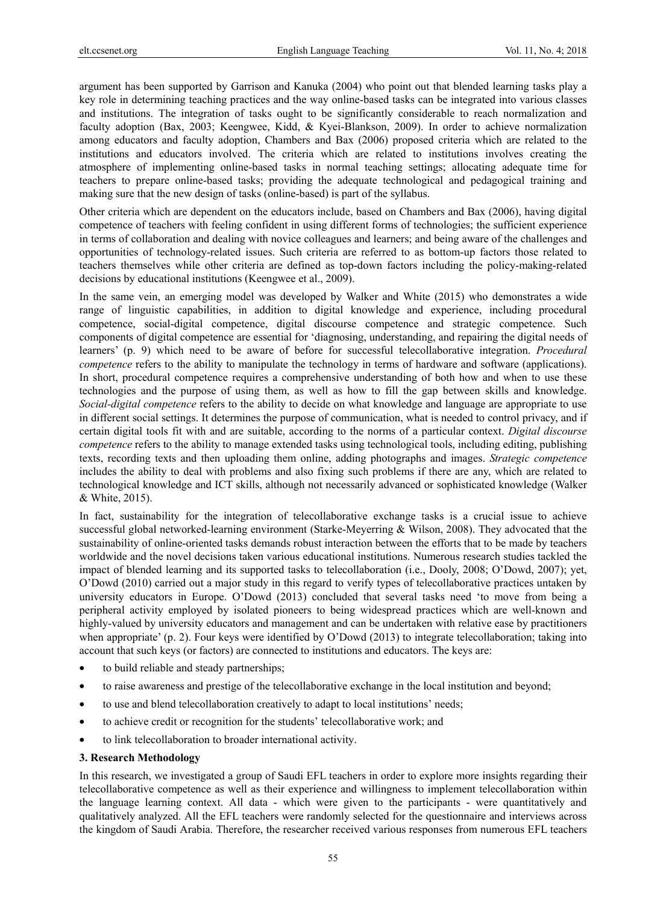argument has been supported by Garrison and Kanuka (2004) who point out that blended learning tasks play a key role in determining teaching practices and the way online-based tasks can be integrated into various classes and institutions. The integration of tasks ought to be significantly considerable to reach normalization and faculty adoption (Bax, 2003; Keengwee, Kidd, & Kyei-Blankson, 2009). In order to achieve normalization among educators and faculty adoption, Chambers and Bax (2006) proposed criteria which are related to the institutions and educators involved. The criteria which are related to institutions involves creating the atmosphere of implementing online-based tasks in normal teaching settings; allocating adequate time for teachers to prepare online-based tasks; providing the adequate technological and pedagogical training and making sure that the new design of tasks (online-based) is part of the syllabus.

Other criteria which are dependent on the educators include, based on Chambers and Bax (2006), having digital competence of teachers with feeling confident in using different forms of technologies; the sufficient experience in terms of collaboration and dealing with novice colleagues and learners; and being aware of the challenges and opportunities of technology-related issues. Such criteria are referred to as bottom-up factors those related to teachers themselves while other criteria are defined as top-down factors including the policy-making-related decisions by educational institutions (Keengwee et al., 2009).

In the same vein, an emerging model was developed by Walker and White (2015) who demonstrates a wide range of linguistic capabilities, in addition to digital knowledge and experience, including procedural competence, social-digital competence, digital discourse competence and strategic competence. Such components of digital competence are essential for 'diagnosing, understanding, and repairing the digital needs of learners' (p. 9) which need to be aware of before for successful telecollaborative integration. *Procedural competence* refers to the ability to manipulate the technology in terms of hardware and software (applications). In short, procedural competence requires a comprehensive understanding of both how and when to use these technologies and the purpose of using them, as well as how to fill the gap between skills and knowledge. *Social-digital competence* refers to the ability to decide on what knowledge and language are appropriate to use in different social settings. It determines the purpose of communication, what is needed to control privacy, and if certain digital tools fit with and are suitable, according to the norms of a particular context. *Digital discourse competence* refers to the ability to manage extended tasks using technological tools, including editing, publishing texts, recording texts and then uploading them online, adding photographs and images. *Strategic competence* includes the ability to deal with problems and also fixing such problems if there are any, which are related to technological knowledge and ICT skills, although not necessarily advanced or sophisticated knowledge (Walker & White, 2015).

In fact, sustainability for the integration of telecollaborative exchange tasks is a crucial issue to achieve successful global networked-learning environment (Starke-Meyerring & Wilson, 2008). They advocated that the sustainability of online-oriented tasks demands robust interaction between the efforts that to be made by teachers worldwide and the novel decisions taken various educational institutions. Numerous research studies tackled the impact of blended learning and its supported tasks to telecollaboration (i.e., Dooly, 2008; O'Dowd, 2007); yet, O'Dowd (2010) carried out a major study in this regard to verify types of telecollaborative practices untaken by university educators in Europe. O'Dowd (2013) concluded that several tasks need 'to move from being a peripheral activity employed by isolated pioneers to being widespread practices which are well-known and highly-valued by university educators and management and can be undertaken with relative ease by practitioners when appropriate' (p. 2). Four keys were identified by O'Dowd (2013) to integrate telecollaboration; taking into account that such keys (or factors) are connected to institutions and educators. The keys are:

- to build reliable and steady partnerships;
- to raise awareness and prestige of the telecollaborative exchange in the local institution and beyond;
- to use and blend telecollaboration creatively to adapt to local institutions' needs;
- to achieve credit or recognition for the students' telecollaborative work; and
- to link telecollaboration to broader international activity.

## 3. Research Methodology

In this research, we investigated a group of Saudi EFL teachers in order to explore more insights regarding their telecollaborative competence as well as their experience and willingness to implement telecollaboration within the language learning context. All data - which were given to the participants - were quantitatively and qualitatively analyzed. All the EFL teachers were randomly selected for the questionnaire and interviews across the kingdom of Saudi Arabia. Therefore, the researcher received various responses from numerous EFL teachers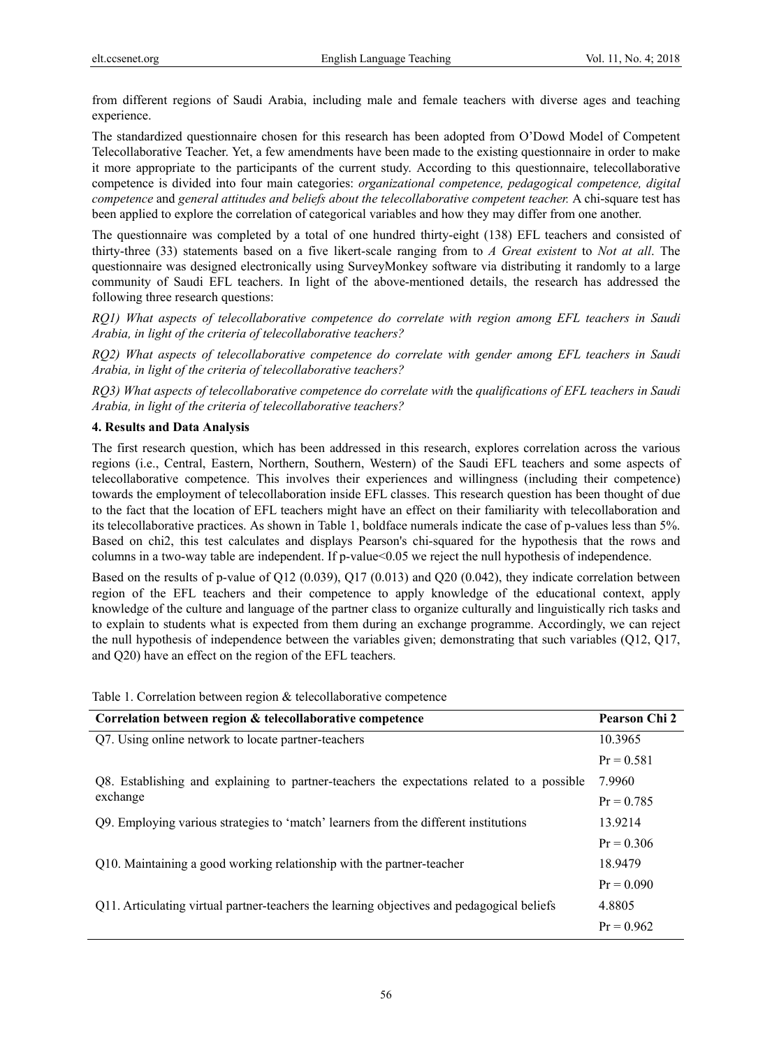from different regions of Saudi Arabia, including male and female teachers with diverse ages and teaching experience.

The standardized questionnaire chosen for this research has been adopted from O'Dowd Model of Competent Telecollaborative Teacher. Yet, a few amendments have been made to the existing questionnaire in order to make it more appropriate to the participants of the current study. According to this questionnaire, telecollaborative competence is divided into four main categories: *organizational competence, pedagogical competence, digital competence* and *general attitudes and beliefs about the telecollaborative competent teacher.* A chi-square test has been applied to explore the correlation of categorical variables and how they may differ from one another.

The questionnaire was completed by a total of one hundred thirty-eight (138) EFL teachers and consisted of thirty-three (33) statements based on a five likert-scale ranging from to *A Great existent* to *Not at all*. The questionnaire was designed electronically using SurveyMonkey software via distributing it randomly to a large community of Saudi EFL teachers. In light of the above-mentioned details, the research has addressed the following three research questions:

*RQ1) What aspects of telecollaborative competence do correlate with region among EFL teachers in Saudi Arabia, in light of the criteria of telecollaborative teachers?*

*RQ2) What aspects of telecollaborative competence do correlate with gender among EFL teachers in Saudi Arabia, in light of the criteria of telecollaborative teachers?*

*RQ3) What aspects of telecollaborative competence do correlate with* the *qualifications of EFL teachers in Saudi Arabia, in light of the criteria of telecollaborative teachers?*

## 4. Results and Data Analysis

The first research question, which has been addressed in this research, explores correlation across the various regions (i.e., Central, Eastern, Northern, Southern, Western) of the Saudi EFL teachers and some aspects of telecollaborative competence. This involves their experiences and willingness (including their competence) towards the employment of telecollaboration inside EFL classes. This research question has been thought of due to the fact that the location of EFL teachers might have an effect on their familiarity with telecollaboration and its telecollaborative practices. As shown in Table 1, boldface numerals indicate the case of p-values less than 5%. Based on chi2, this test calculates and displays Pearson's chi-squared for the hypothesis that the rows and columns in a two-way table are independent. If p-value<0.05 we reject the null hypothesis of independence.

Based on the results of p-value of Q12 (0.039), Q17 (0.013) and Q20 (0.042), they indicate correlation between region of the EFL teachers and their competence to apply knowledge of the educational context, apply knowledge of the culture and language of the partner class to organize culturally and linguistically rich tasks and to explain to students what is expected from them during an exchange programme. Accordingly, we can reject the null hypothesis of independence between the variables given; demonstrating that such variables (Q12, Q17, and Q20) have an effect on the region of the EFL teachers.

Table 1. Correlation between region & telecollaborative competence

| Correlation between region & telecollaborative competence | Pearson Chi 2 |
|---|---|
| Q7. Using online network to locate partner-teachers | 10.3965 |
| | Pr = 0.581 |
| Q8. Establishing and explaining to partner-teachers the expectations related to a possible exchange | 7.9960 |
| | Pr = 0.785 |
| Q9. Employing various strategies to 'match' learners from the different institutions | 13.9214 |
| | Pr = 0.306 |
| Q10. Maintaining a good working relationship with the partner-teacher | 18.9479 |
| | Pr = 0.090 |
| Q11. Articulating virtual partner-teachers the learning objectives and pedagogical beliefs | 4.8805 |
| | Pr = 0.962 |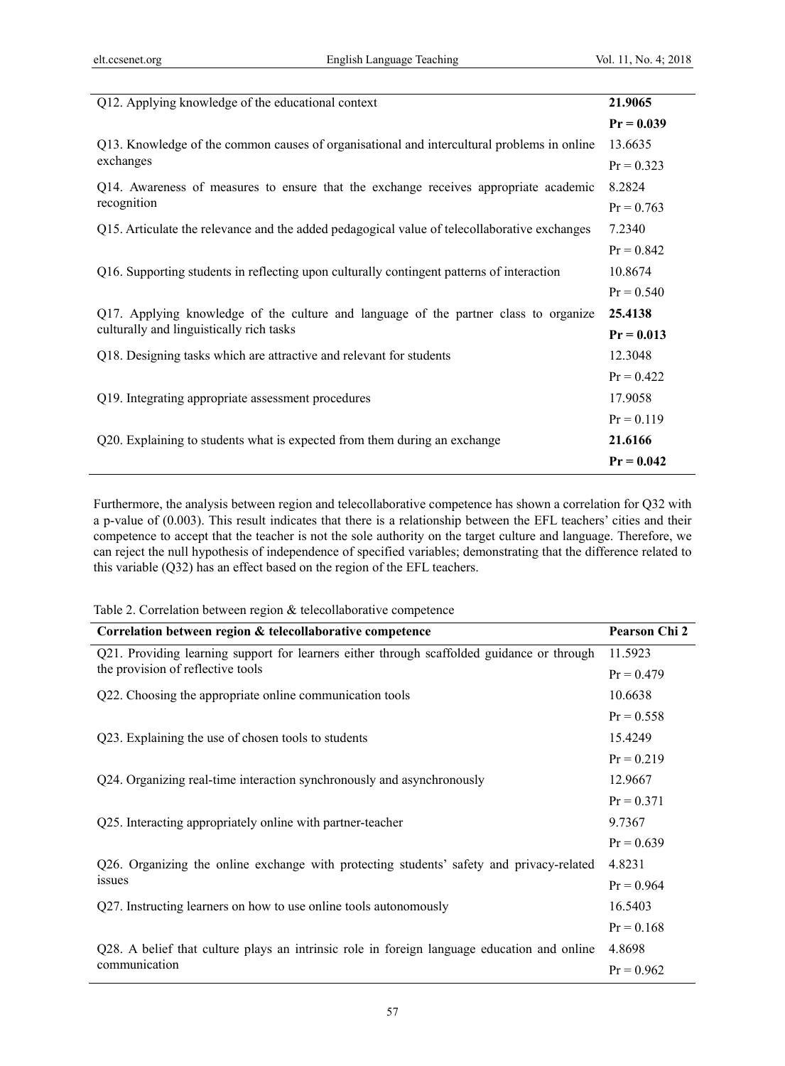| | |
|---|---|
| Q12. Applying knowledge of the educational context | **21.9065** |
| | **Pr = 0.039** |
| Q13. Knowledge of the common causes of organisational and intercultural problems in online exchanges | 13.6635 |
| | Pr = 0.323 |
| Q14. Awareness of measures to ensure that the exchange receives appropriate academic recognition | 8.2824 |
| | Pr = 0.763 |
| Q15. Articulate the relevance and the added pedagogical value of telecollaborative exchanges | 7.2340 |
| | Pr = 0.842 |
| Q16. Supporting students in reflecting upon culturally contingent patterns of interaction | 10.8674 |
| | Pr = 0.540 |
| Q17. Applying knowledge of the culture and language of the partner class to organize culturally and linguistically rich tasks | **25.4138** |
| | **Pr = 0.013** |
| Q18. Designing tasks which are attractive and relevant for students | 12.3048 |
| | Pr = 0.422 |
| Q19. Integrating appropriate assessment procedures | 17.9058 |
| | Pr = 0.119 |
| Q20. Explaining to students what is expected from them during an exchange | **21.6166** |
| | **Pr = 0.042** |

Furthermore, the analysis between region and telecollaborative competence has shown a correlation for Q32 with a p-value of (0.003). This result indicates that there is a relationship between the EFL teachers' cities and their competence to accept that the teacher is not the sole authority on the target culture and language. Therefore, we can reject the null hypothesis of independence of specified variables; demonstrating that the difference related to this variable (Q32) has an effect based on the region of the EFL teachers.

Table 2. Correlation between region & telecollaborative competence

| **Correlation between region & telecollaborative competence** | **Pearson Chi 2** |
|---|---|
| Q21. Providing learning support for learners either through scaffolded guidance or through the provision of reflective tools | 11.5923 |
| | Pr = 0.479 |
| Q22. Choosing the appropriate online communication tools | 10.6638 |
| | Pr = 0.558 |
| Q23. Explaining the use of chosen tools to students | 15.4249 |
| | Pr = 0.219 |
| Q24. Organizing real-time interaction synchronously and asynchronously | 12.9667 |
| | Pr = 0.371 |
| Q25. Interacting appropriately online with partner-teacher | 9.7367 |
| | Pr = 0.639 |
| Q26. Organizing the online exchange with protecting students' safety and privacy-related issues | 4.8231 |
| | Pr = 0.964 |
| Q27. Instructing learners on how to use online tools autonomously | 16.5403 |
| | Pr = 0.168 |
| Q28. A belief that culture plays an intrinsic role in foreign language education and online communication | 4.8698 |
| | Pr = 0.962 |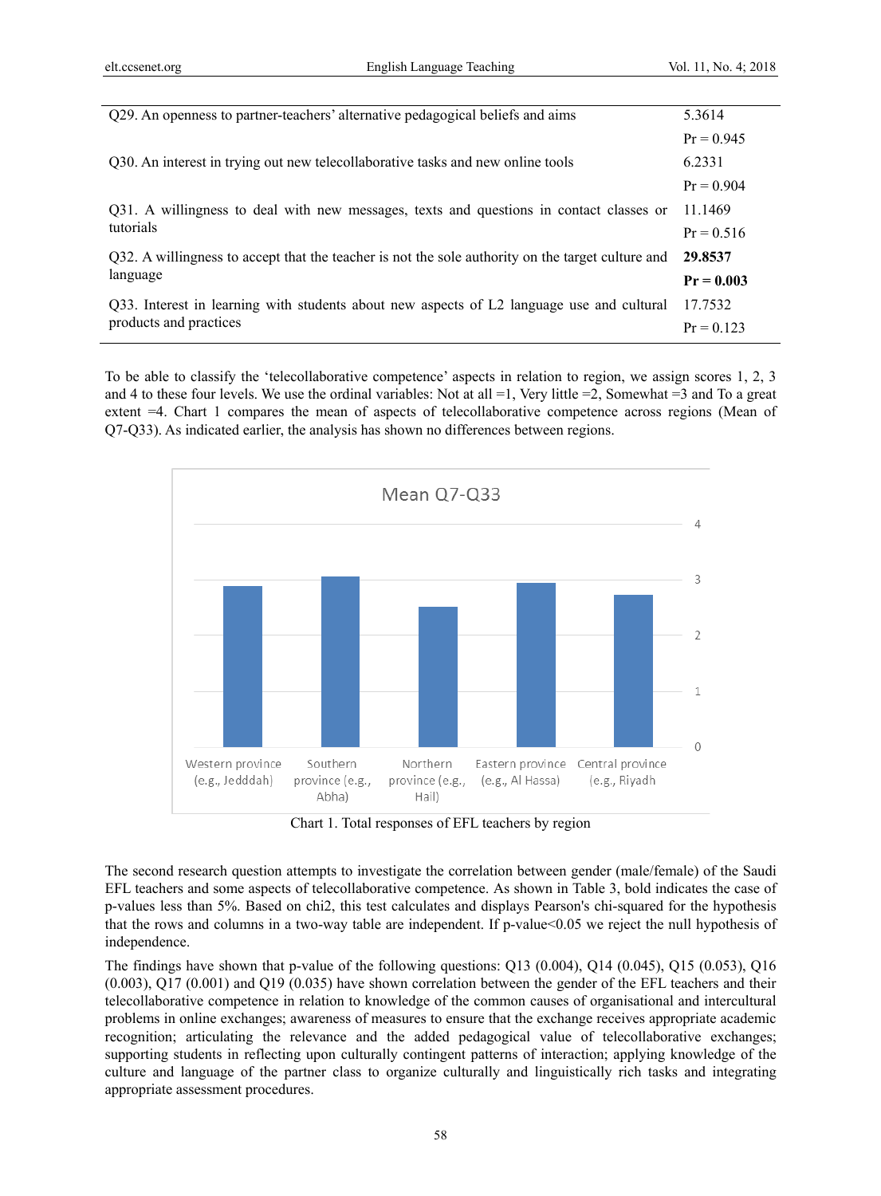| | |
|---|---|
| Q29. An openness to partner-teachers' alternative pedagogical beliefs and aims | 5.3614<br>Pr = 0.945 |
| Q30. An interest in trying out new telecollaborative tasks and new online tools | 6.2331<br>Pr = 0.904 |
| Q31. A willingness to deal with new messages, texts and questions in contact classes or tutorials | 11.1469<br>Pr = 0.516 |
| Q32. A willingness to accept that the teacher is not the sole authority on the target culture and language | **29.8537**<br>**Pr = 0.003** |
| Q33. Interest in learning with students about new aspects of L2 language use and cultural products and practices | 17.7532<br>Pr = 0.123 |

To be able to classify the 'telecollaborative competence' aspects in relation to region, we assign scores 1, 2, 3 and 4 to these four levels. We use the ordinal variables: Not at all =1, Very little =2, Somewhat =3 and To a great extent =4. Chart 1 compares the mean of aspects of telecollaborative competence across regions (Mean of Q7-Q33). As indicated earlier, the analysis has shown no differences between regions.

Mean Q7-Q33

Western province (e.g., Jedddah) | Southern province (e.g., Abha) | Northern province (e.g., Hail) | Eastern province (e.g., Al Hassa) | Central province (e.g., Riyadh

Chart 1. Total responses of EFL teachers by region

The second research question attempts to investigate the correlation between gender (male/female) of the Saudi EFL teachers and some aspects of telecollaborative competence. As shown in Table 3, bold indicates the case of p-values less than 5%. Based on chi2, this test calculates and displays Pearson's chi-squared for the hypothesis that the rows and columns in a two-way table are independent. If p-value<0.05 we reject the null hypothesis of independence.

The findings have shown that p-value of the following questions: Q13 (0.004), Q14 (0.045), Q15 (0.053), Q16 (0.003), Q17 (0.001) and Q19 (0.035) have shown correlation between the gender of the EFL teachers and their telecollaborative competence in relation to knowledge of the common causes of organisational and intercultural problems in online exchanges; awareness of measures to ensure that the exchange receives appropriate academic recognition; articulating the relevance and the added pedagogical value of telecollaborative exchanges; supporting students in reflecting upon culturally contingent patterns of interaction; applying knowledge of the culture and language of the partner class to organize culturally and linguistically rich tasks and integrating appropriate assessment procedures.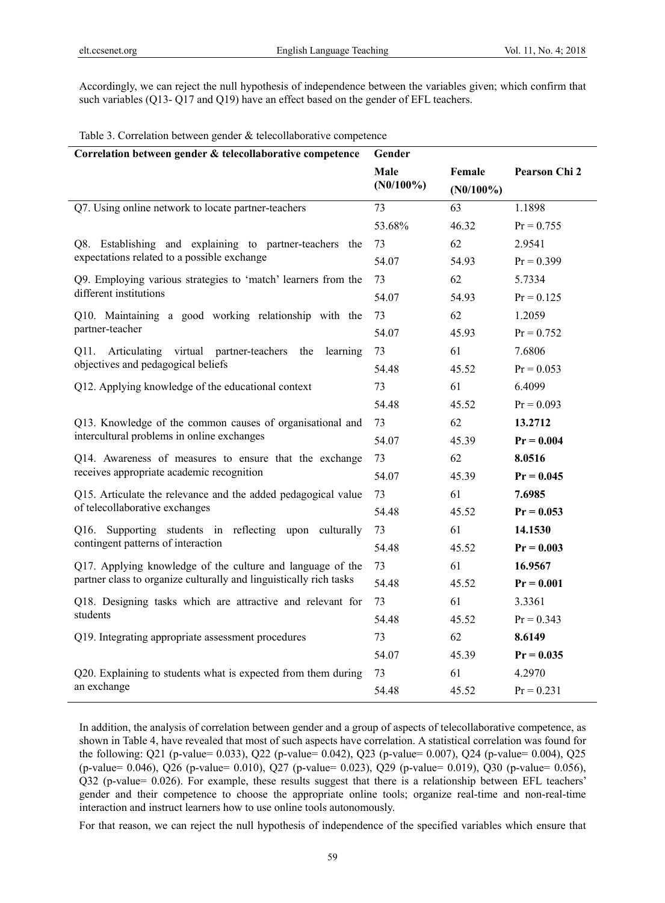Accordingly, we can reject the null hypothesis of independence between the variables given; which confirm that such variables (Q13- Q17 and Q19) have an effect based on the gender of EFL teachers.

Table 3. Correlation between gender & telecollaborative competence

| Correlation between gender & telecollaborative competence | Gender | | |
|---|---|---|---|
| | Male (N0/100%) | Female (N0/100%) | Pearson Chi 2 |
| Q7. Using online network to locate partner-teachers | 73 | 63 | 1.1898 |
| | 53.68% | 46.32 | Pr = 0.755 |
| Q8. Establishing and explaining to partner-teachers the expectations related to a possible exchange | 73 | 62 | 2.9541 |
| | 54.07 | 54.93 | Pr = 0.399 |
| Q9. Employing various strategies to 'match' learners from the different institutions | 73 | 62 | 5.7334 |
| | 54.07 | 54.93 | Pr = 0.125 |
| Q10. Maintaining a good working relationship with the partner-teacher | 73 | 62 | 1.2059 |
| | 54.07 | 45.93 | Pr = 0.752 |
| Q11. Articulating virtual partner-teachers the learning objectives and pedagogical beliefs | 73 | 61 | 7.6806 |
| | 54.48 | 45.52 | Pr = 0.053 |
| Q12. Applying knowledge of the educational context | 73 | 61 | 6.4099 |
| | 54.48 | 45.52 | Pr = 0.093 |
| Q13. Knowledge of the common causes of organisational and intercultural problems in online exchanges | 73 | 62 | **13.2712** |
| | 54.07 | 45.39 | **Pr = 0.004** |
| Q14. Awareness of measures to ensure that the exchange receives appropriate academic recognition | 73 | 62 | **8.0516** |
| | 54.07 | 45.39 | **Pr = 0.045** |
| Q15. Articulate the relevance and the added pedagogical value of telecollaborative exchanges | 73 | 61 | **7.6985** |
| | 54.48 | 45.52 | **Pr = 0.053** |
| Q16. Supporting students in reflecting upon culturally contingent patterns of interaction | 73 | 61 | **14.1530** |
| | 54.48 | 45.52 | **Pr = 0.003** |
| Q17. Applying knowledge of the culture and language of the partner class to organize culturally and linguistically rich tasks | 73 | 61 | **16.9567** |
| | 54.48 | 45.52 | **Pr = 0.001** |
| Q18. Designing tasks which are attractive and relevant for students | 73 | 61 | 3.3361 |
| | 54.48 | 45.52 | Pr = 0.343 |
| Q19. Integrating appropriate assessment procedures | 73 | 62 | **8.6149** |
| | 54.07 | 45.39 | **Pr = 0.035** |
| Q20. Explaining to students what is expected from them during an exchange | 73 | 61 | 4.2970 |
| | 54.48 | 45.52 | Pr = 0.231 |

In addition, the analysis of correlation between gender and a group of aspects of telecollaborative competence, as shown in Table 4, have revealed that most of such aspects have correlation. A statistical correlation was found for the following: Q21 (p-value= 0.033), Q22 (p-value= 0.042), Q23 (p-value= 0.007), Q24 (p-value= 0.004), Q25 (p-value= 0.046), Q26 (p-value= 0.010), Q27 (p-value= 0.023), Q29 (p-value= 0.019), Q30 (p-value= 0.056), Q32 (p-value= 0.026). For example, these results suggest that there is a relationship between EFL teachers' gender and their competence to choose the appropriate online tools; organize real-time and non-real-time interaction and instruct learners how to use online tools autonomously.

For that reason, we can reject the null hypothesis of independence of the specified variables which ensure that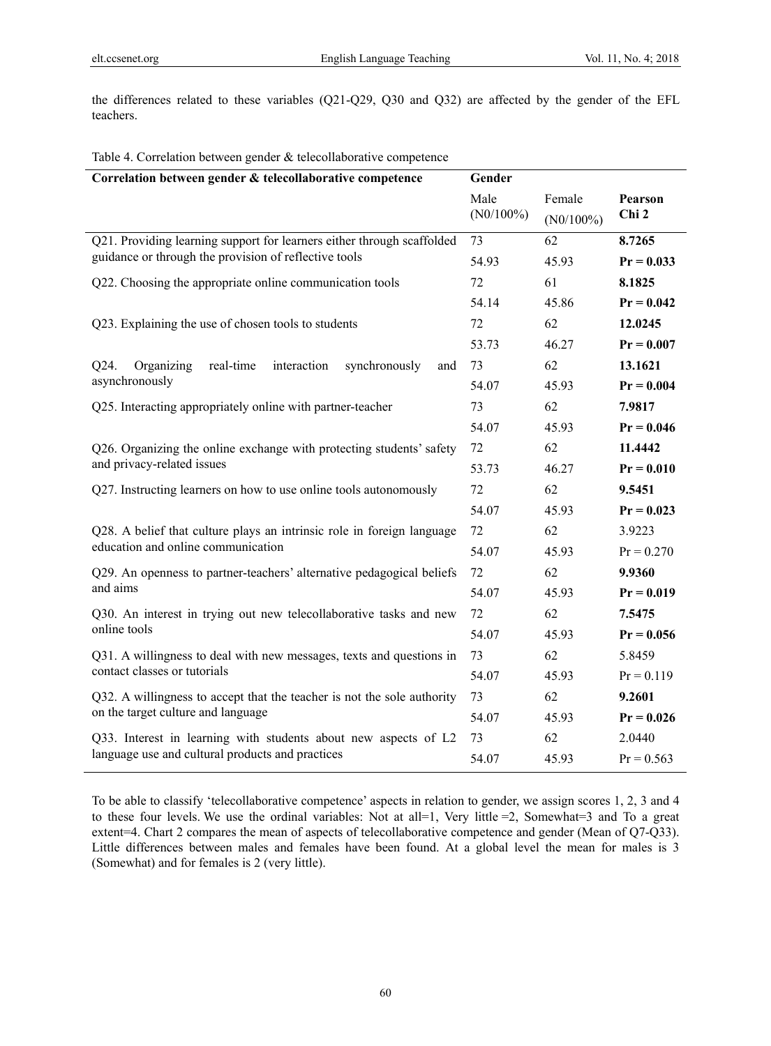the differences related to these variables (Q21-Q29, Q30 and Q32) are affected by the gender of the EFL teachers.

Table 4. Correlation between gender & telecollaborative competence

| **Correlation between gender & telecollaborative competence** | **Gender** | | |
|---|---|---|---|
| | Male (N0/100%) | Female (N0/100%) | **Pearson Chi 2** |
| Q21. Providing learning support for learners either through scaffolded guidance or through the provision of reflective tools | 73 | 62 | **8.7265** |
| | 54.93 | 45.93 | **Pr = 0.033** |
| Q22. Choosing the appropriate online communication tools | 72 | 61 | **8.1825** |
| | 54.14 | 45.86 | **Pr = 0.042** |
| Q23. Explaining the use of chosen tools to students | 72 | 62 | **12.0245** |
| | 53.73 | 46.27 | **Pr = 0.007** |
| Q24. Organizing real-time interaction synchronously and asynchronously | 73 | 62 | **13.1621** |
| | 54.07 | 45.93 | **Pr = 0.004** |
| Q25. Interacting appropriately online with partner-teacher | 73 | 62 | **7.9817** |
| | 54.07 | 45.93 | **Pr = 0.046** |
| Q26. Organizing the online exchange with protecting students' safety and privacy-related issues | 72 | 62 | **11.4442** |
| | 53.73 | 46.27 | **Pr = 0.010** |
| Q27. Instructing learners on how to use online tools autonomously | 72 | 62 | **9.5451** |
| | 54.07 | 45.93 | **Pr = 0.023** |
| Q28. A belief that culture plays an intrinsic role in foreign language education and online communication | 72 | 62 | 3.9223 |
| | 54.07 | 45.93 | Pr = 0.270 |
| Q29. An openness to partner-teachers' alternative pedagogical beliefs and aims | 72 | 62 | **9.9360** |
| | 54.07 | 45.93 | **Pr = 0.019** |
| Q30. An interest in trying out new telecollaborative tasks and new online tools | 72 | 62 | **7.5475** |
| | 54.07 | 45.93 | **Pr = 0.056** |
| Q31. A willingness to deal with new messages, texts and questions in contact classes or tutorials | 73 | 62 | 5.8459 |
| | 54.07 | 45.93 | Pr = 0.119 |
| Q32. A willingness to accept that the teacher is not the sole authority on the target culture and language | 73 | 62 | **9.2601** |
| | 54.07 | 45.93 | **Pr = 0.026** |
| Q33. Interest in learning with students about new aspects of L2 language use and cultural products and practices | 73 | 62 | 2.0440 |
| | 54.07 | 45.93 | Pr = 0.563 |

To be able to classify 'telecollaborative competence' aspects in relation to gender, we assign scores 1, 2, 3 and 4 to these four levels. We use the ordinal variables: Not at all=1, Very little =2, Somewhat=3 and To a great extent=4. Chart 2 compares the mean of aspects of telecollaborative competence and gender (Mean of Q7-Q33). Little differences between males and females have been found. At a global level the mean for males is 3 (Somewhat) and for females is 2 (very little).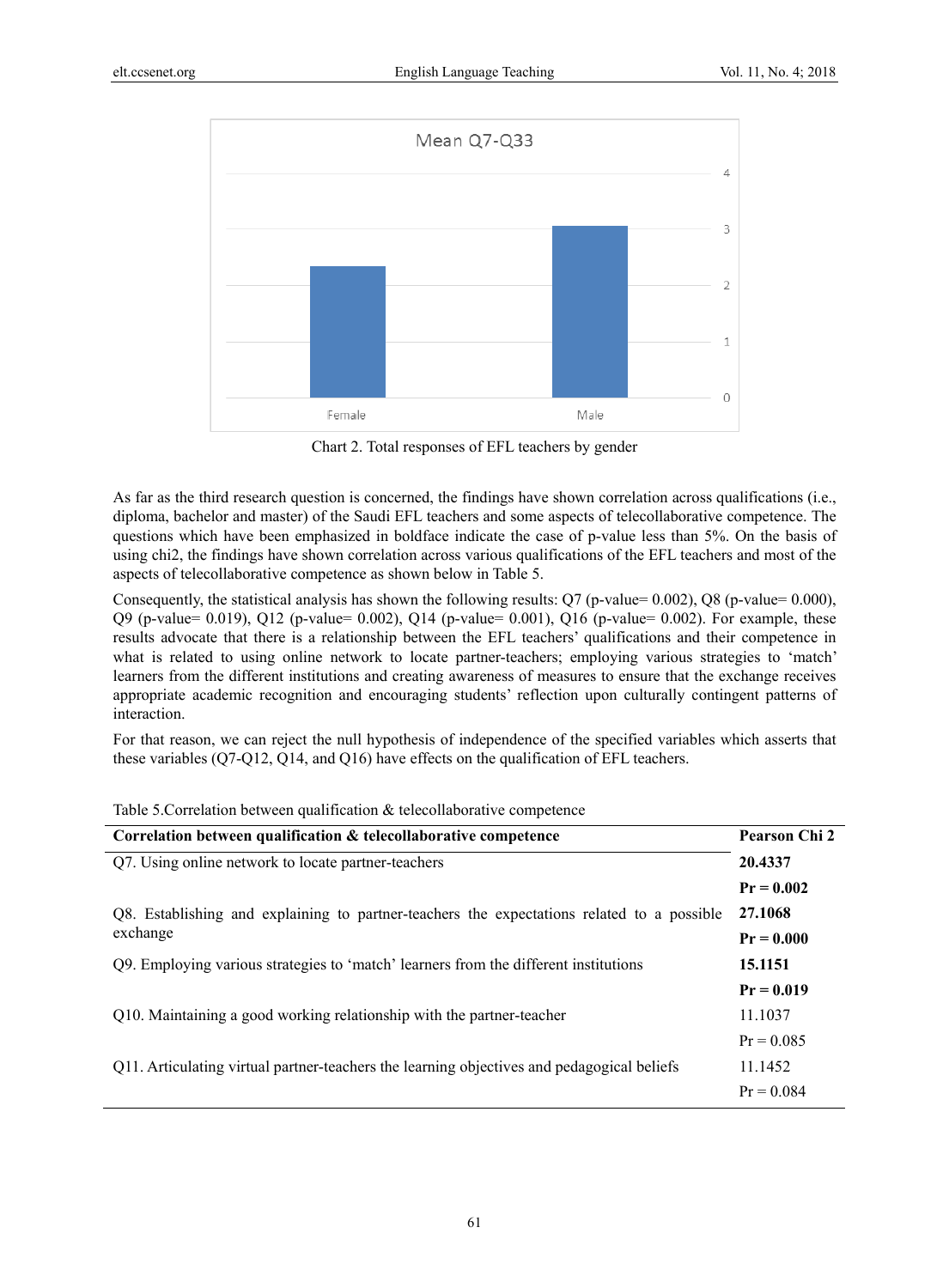Chart 2. Total responses of EFL teachers by gender

As far as the third research question is concerned, the findings have shown correlation across qualifications (i.e., diploma, bachelor and master) of the Saudi EFL teachers and some aspects of telecollaborative competence. The questions which have been emphasized in boldface indicate the case of p-value less than 5%. On the basis of using chi2, the findings have shown correlation across various qualifications of the EFL teachers and most of the aspects of telecollaborative competence as shown below in Table 5.

Consequently, the statistical analysis has shown the following results: Q7 (p-value= 0.002), Q8 (p-value= 0.000), Q9 (p-value= 0.019), Q12 (p-value= 0.002), Q14 (p-value= 0.001), Q16 (p-value= 0.002). For example, these results advocate that there is a relationship between the EFL teachers' qualifications and their competence in what is related to using online network to locate partner-teachers; employing various strategies to 'match' learners from the different institutions and creating awareness of measures to ensure that the exchange receives appropriate academic recognition and encouraging students' reflection upon culturally contingent patterns of interaction.

For that reason, we can reject the null hypothesis of independence of the specified variables which asserts that these variables (Q7-Q12, Q14, and Q16) have effects on the qualification of EFL teachers.

Table 5.Correlation between qualification & telecollaborative competence

| Correlation between qualification & telecollaborative competence | Pearson Chi 2 |
|---|---|
| Q7. Using online network to locate partner-teachers | **20.4337** |
| | **Pr = 0.002** |
| Q8. Establishing and explaining to partner-teachers the expectations related to a possible exchange | **27.1068** |
| | **Pr = 0.000** |
| Q9. Employing various strategies to 'match' learners from the different institutions | **15.1151** |
| | **Pr = 0.019** |
| Q10. Maintaining a good working relationship with the partner-teacher | 11.1037 |
| | Pr = 0.085 |
| Q11. Articulating virtual partner-teachers the learning objectives and pedagogical beliefs | 11.1452 |
| | Pr = 0.084 |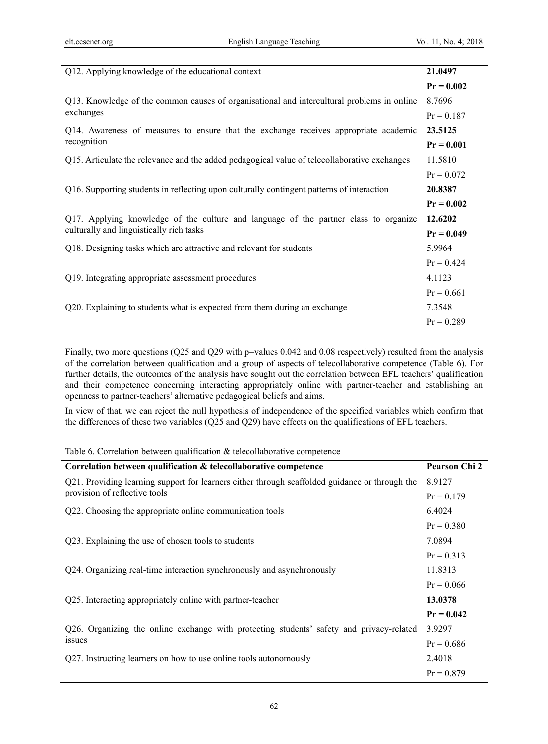| | |
|---|---|
| Q12. Applying knowledge of the educational context | **21.0497** **Pr = 0.002** |
| Q13. Knowledge of the common causes of organisational and intercultural problems in online exchanges | 8.7696 Pr = 0.187 |
| Q14. Awareness of measures to ensure that the exchange receives appropriate academic recognition | **23.5125** **Pr = 0.001** |
| Q15. Articulate the relevance and the added pedagogical value of telecollaborative exchanges | 11.5810 Pr = 0.072 |
| Q16. Supporting students in reflecting upon culturally contingent patterns of interaction | **20.8387** **Pr = 0.002** |
| Q17. Applying knowledge of the culture and language of the partner class to organize culturally and linguistically rich tasks | **12.6202** **Pr = 0.049** |
| Q18. Designing tasks which are attractive and relevant for students | 5.9964 Pr = 0.424 |
| Q19. Integrating appropriate assessment procedures | 4.1123 Pr = 0.661 |
| Q20. Explaining to students what is expected from them during an exchange | 7.3548 Pr = 0.289 |

Finally, two more questions (Q25 and Q29 with p=values 0.042 and 0.08 respectively) resulted from the analysis of the correlation between qualification and a group of aspects of telecollaborative competence (Table 6). For further details, the outcomes of the analysis have sought out the correlation between EFL teachers' qualification and their competence concerning interacting appropriately online with partner-teacher and establishing an openness to partner-teachers' alternative pedagogical beliefs and aims.

In view of that, we can reject the null hypothesis of independence of the specified variables which confirm that the differences of these two variables (Q25 and Q29) have effects on the qualifications of EFL teachers.

Table 6. Correlation between qualification & telecollaborative competence

| Correlation between qualification & telecollaborative competence | Pearson Chi 2 |
|---|---|
| Q21. Providing learning support for learners either through scaffolded guidance or through the provision of reflective tools | 8.9127 Pr = 0.179 |
| Q22. Choosing the appropriate online communication tools | 6.4024 Pr = 0.380 |
| Q23. Explaining the use of chosen tools to students | 7.0894 Pr = 0.313 |
| Q24. Organizing real-time interaction synchronously and asynchronously | 11.8313 Pr = 0.066 |
| Q25. Interacting appropriately online with partner-teacher | **13.0378** **Pr = 0.042** |
| Q26. Organizing the online exchange with protecting students' safety and privacy-related issues | 3.9297 Pr = 0.686 |
| Q27. Instructing learners on how to use online tools autonomously | 2.4018 Pr = 0.879 |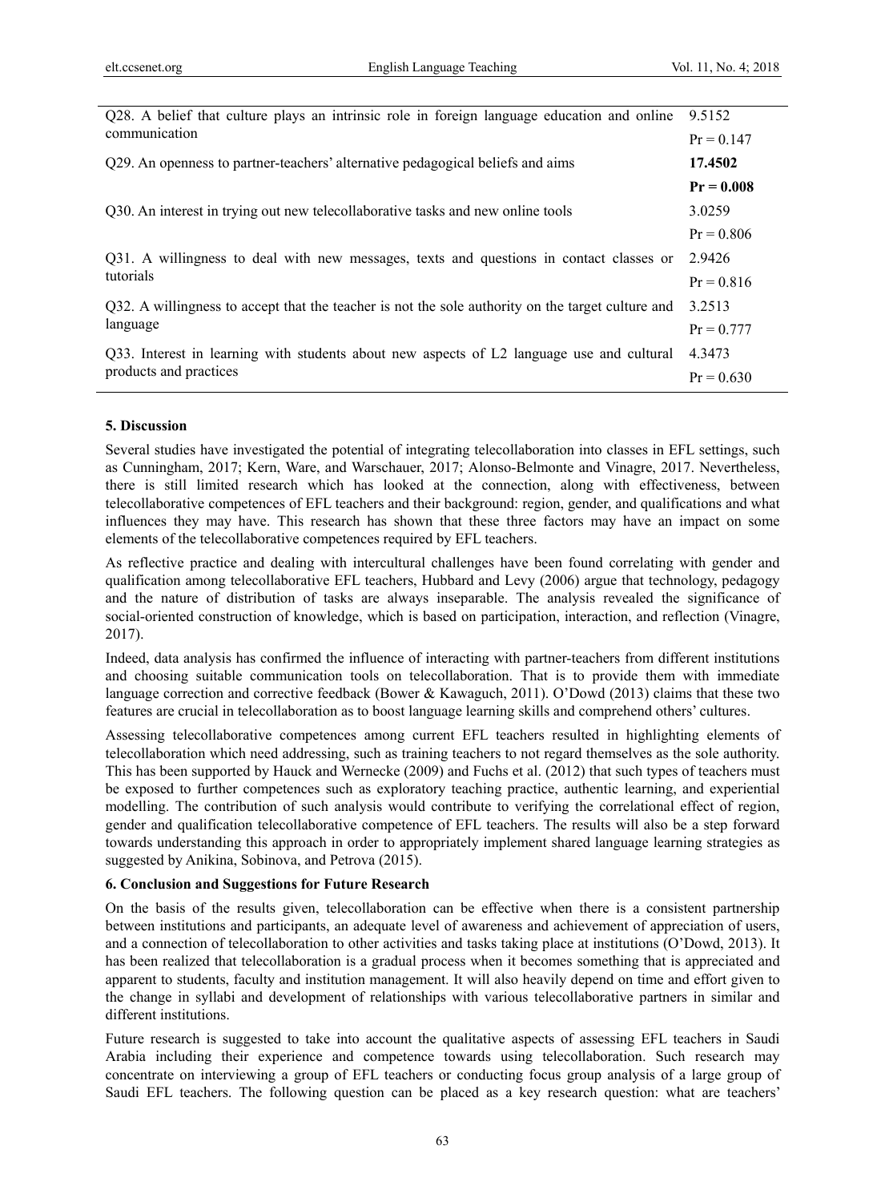| | |
|---|---|
| Q28. A belief that culture plays an intrinsic role in foreign language education and online communication | 9.5152<br>Pr = 0.147 |
| Q29. An openness to partner-teachers' alternative pedagogical beliefs and aims | **17.4502**<br>**Pr = 0.008** |
| Q30. An interest in trying out new telecollaborative tasks and new online tools | 3.0259<br>Pr = 0.806 |
| Q31. A willingness to deal with new messages, texts and questions in contact classes or tutorials | 2.9426<br>Pr = 0.816 |
| Q32. A willingness to accept that the teacher is not the sole authority on the target culture and language | 3.2513<br>Pr = 0.777 |
| Q33. Interest in learning with students about new aspects of L2 language use and cultural products and practices | 4.3473<br>Pr = 0.630 |

## 5. Discussion

Several studies have investigated the potential of integrating telecollaboration into classes in EFL settings, such as Cunningham, 2017; Kern, Ware, and Warschauer, 2017; Alonso-Belmonte and Vinagre, 2017. Nevertheless, there is still limited research which has looked at the connection, along with effectiveness, between telecollaborative competences of EFL teachers and their background: region, gender, and qualifications and what influences they may have. This research has shown that these three factors may have an impact on some elements of the telecollaborative competences required by EFL teachers.

As reflective practice and dealing with intercultural challenges have been found correlating with gender and qualification among telecollaborative EFL teachers, Hubbard and Levy (2006) argue that technology, pedagogy and the nature of distribution of tasks are always inseparable. The analysis revealed the significance of social-oriented construction of knowledge, which is based on participation, interaction, and reflection (Vinagre, 2017).

Indeed, data analysis has confirmed the influence of interacting with partner-teachers from different institutions and choosing suitable communication tools on telecollaboration. That is to provide them with immediate language correction and corrective feedback (Bower & Kawaguch, 2011). O'Dowd (2013) claims that these two features are crucial in telecollaboration as to boost language learning skills and comprehend others' cultures.

Assessing telecollaborative competences among current EFL teachers resulted in highlighting elements of telecollaboration which need addressing, such as training teachers to not regard themselves as the sole authority. This has been supported by Hauck and Wernecke (2009) and Fuchs et al. (2012) that such types of teachers must be exposed to further competences such as exploratory teaching practice, authentic learning, and experiential modelling. The contribution of such analysis would contribute to verifying the correlational effect of region, gender and qualification telecollaborative competence of EFL teachers. The results will also be a step forward towards understanding this approach in order to appropriately implement shared language learning strategies as suggested by Anikina, Sobinova, and Petrova (2015).

## 6. Conclusion and Suggestions for Future Research

On the basis of the results given, telecollaboration can be effective when there is a consistent partnership between institutions and participants, an adequate level of awareness and achievement of appreciation of users, and a connection of telecollaboration to other activities and tasks taking place at institutions (O'Dowd, 2013). It has been realized that telecollaboration is a gradual process when it becomes something that is appreciated and apparent to students, faculty and institution management. It will also heavily depend on time and effort given to the change in syllabi and development of relationships with various telecollaborative partners in similar and different institutions.

Future research is suggested to take into account the qualitative aspects of assessing EFL teachers in Saudi Arabia including their experience and competence towards using telecollaboration. Such research may concentrate on interviewing a group of EFL teachers or conducting focus group analysis of a large group of Saudi EFL teachers. The following question can be placed as a key research question: what are teachers'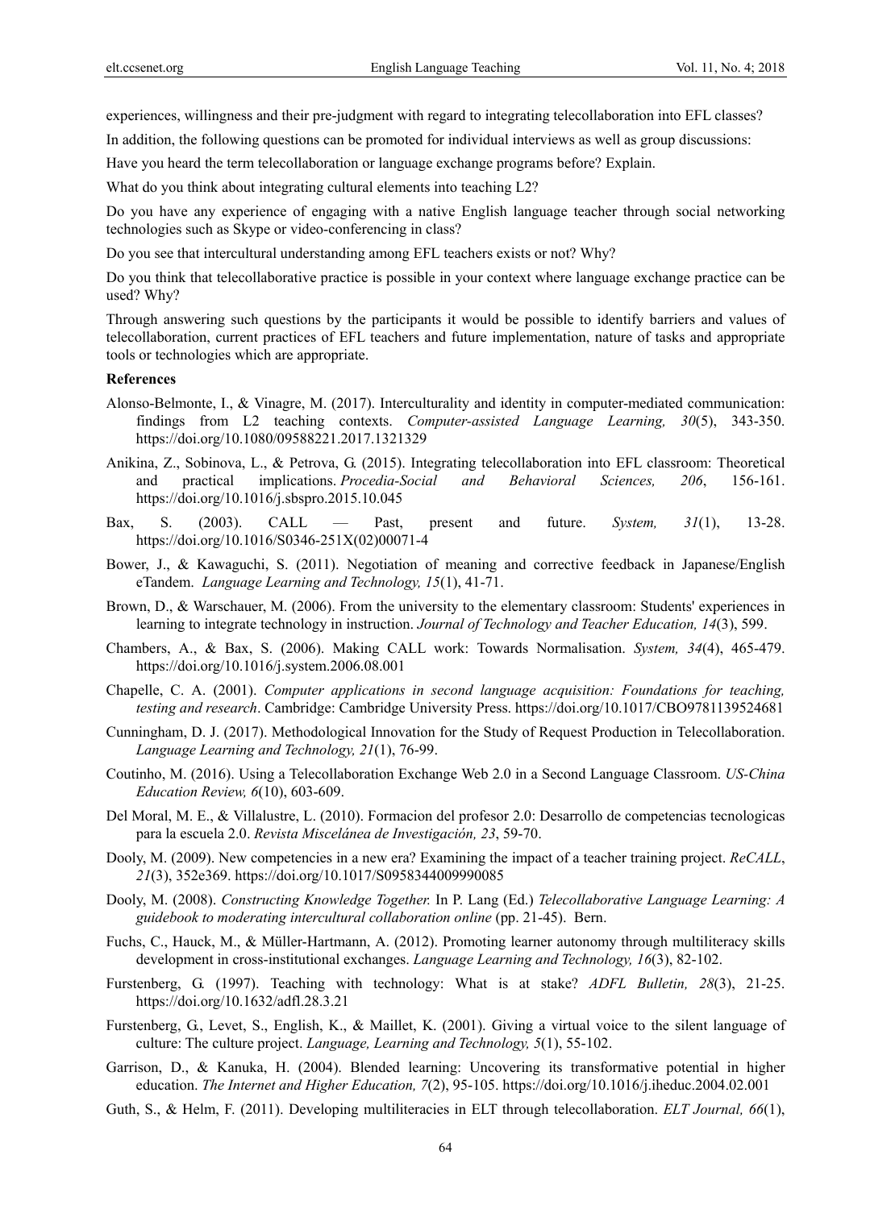experiences, willingness and their pre-judgment with regard to integrating telecollaboration into EFL classes?

In addition, the following questions can be promoted for individual interviews as well as group discussions:

Have you heard the term telecollaboration or language exchange programs before? Explain.

What do you think about integrating cultural elements into teaching L2?

Do you have any experience of engaging with a native English language teacher through social networking technologies such as Skype or video-conferencing in class?

Do you see that intercultural understanding among EFL teachers exists or not? Why?

Do you think that telecollaborative practice is possible in your context where language exchange practice can be used? Why?

Through answering such questions by the participants it would be possible to identify barriers and values of telecollaboration, current practices of EFL teachers and future implementation, nature of tasks and appropriate tools or technologies which are appropriate.

## References

Alonso-Belmonte, I., & Vinagre, M. (2017). Interculturality and identity in computer-mediated communication: findings from L2 teaching contexts. *Computer-assisted Language Learning, 30*(5), 343-350. https://doi.org/10.1080/09588221.2017.1321329

Anikina, Z., Sobinova, L., & Petrova, G. (2015). Integrating telecollaboration into EFL classroom: Theoretical and practical implications. *Procedia-Social and Behavioral Sciences, 206*, 156-161. https://doi.org/10.1016/j.sbspro.2015.10.045

Bax, S. (2003). CALL — Past, present and future. *System, 31*(1), 13-28. https://doi.org/10.1016/S0346-251X(02)00071-4

Bower, J., & Kawaguchi, S. (2011). Negotiation of meaning and corrective feedback in Japanese/English eTandem. *Language Learning and Technology, 15*(1), 41-71.

Brown, D., & Warschauer, M. (2006). From the university to the elementary classroom: Students' experiences in learning to integrate technology in instruction. *Journal of Technology and Teacher Education, 14*(3), 599.

Chambers, A., & Bax, S. (2006). Making CALL work: Towards Normalisation. *System, 34*(4), 465-479. https://doi.org/10.1016/j.system.2006.08.001

Chapelle, C. A. (2001). *Computer applications in second language acquisition: Foundations for teaching, testing and research*. Cambridge: Cambridge University Press. https://doi.org/10.1017/CBO9781139524681

Cunningham, D. J. (2017). Methodological Innovation for the Study of Request Production in Telecollaboration. *Language Learning and Technology, 21*(1), 76-99.

Coutinho, M. (2016). Using a Telecollaboration Exchange Web 2.0 in a Second Language Classroom. *US-China Education Review, 6*(10), 603-609.

Del Moral, M. E., & Villalustre, L. (2010). Formacion del profesor 2.0: Desarrollo de competencias tecnologicas para la escuela 2.0. *Revista Miscelánea de Investigación, 23*, 59-70.

Dooly, M. (2009). New competencies in a new era? Examining the impact of a teacher training project. *ReCALL*, *21*(3), 352e369. https://doi.org/10.1017/S0958344009990085

Dooly, M. (2008). *Constructing Knowledge Together.* In P. Lang (Ed.) *Telecollaborative Language Learning: A guidebook to moderating intercultural collaboration online* (pp. 21-45). Bern.

Fuchs, C., Hauck, M., & Müller-Hartmann, A. (2012). Promoting learner autonomy through multiliteracy skills development in cross-institutional exchanges. *Language Learning and Technology, 16*(3), 82-102.

Furstenberg, G. (1997). Teaching with technology: What is at stake? *ADFL Bulletin, 28*(3), 21-25. https://doi.org/10.1632/adfl.28.3.21

Furstenberg, G., Levet, S., English, K., & Maillet, K. (2001). Giving a virtual voice to the silent language of culture: The culture project. *Language, Learning and Technology, 5*(1), 55-102.

Garrison, D., & Kanuka, H. (2004). Blended learning: Uncovering its transformative potential in higher education. *The Internet and Higher Education, 7*(2), 95-105. https://doi.org/10.1016/j.iheduc.2004.02.001

Guth, S., & Helm, F. (2011). Developing multiliteracies in ELT through telecollaboration. *ELT Journal, 66*(1),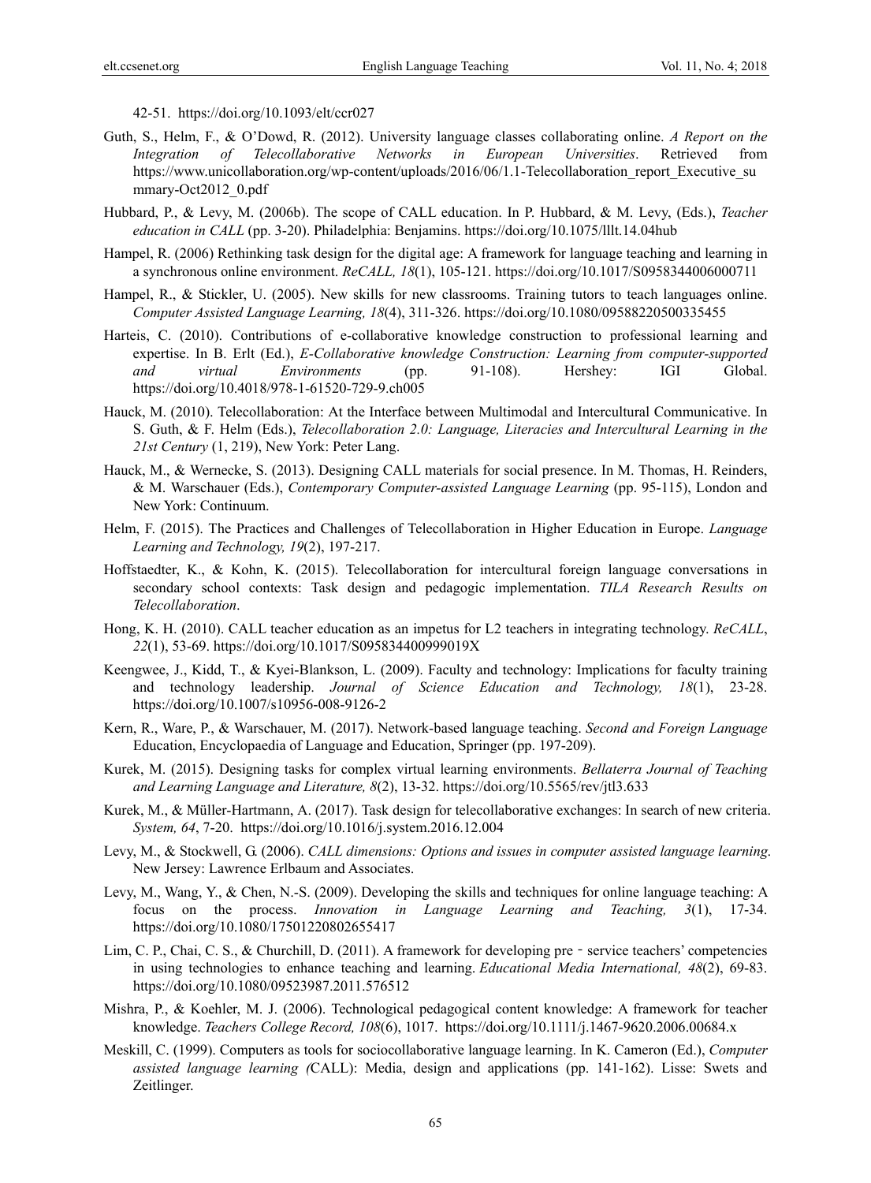42-51. https://doi.org/10.1093/elt/ccr027

Guth, S., Helm, F., & O'Dowd, R. (2012). University language classes collaborating online. *A Report on the Integration of Telecollaborative Networks in European Universities*. Retrieved from https://www.unicollaboration.org/wp-content/uploads/2016/06/1.1-Telecollaboration_report_Executive_summary-Oct2012_0.pdf

Hubbard, P., & Levy, M. (2006b). The scope of CALL education. In P. Hubbard, & M. Levy, (Eds.), *Teacher education in CALL* (pp. 3-20). Philadelphia: Benjamins. https://doi.org/10.1075/lllt.14.04hub

Hampel, R. (2006) Rethinking task design for the digital age: A framework for language teaching and learning in a synchronous online environment. *ReCALL, 18*(1), 105-121. https://doi.org/10.1017/S0958344006000711

Hampel, R., & Stickler, U. (2005). New skills for new classrooms. Training tutors to teach languages online. *Computer Assisted Language Learning, 18*(4), 311-326. https://doi.org/10.1080/09588220500335455

Harteis, C. (2010). Contributions of e-collaborative knowledge construction to professional learning and expertise. In B. Erlt (Ed.), *E-Collaborative knowledge Construction: Learning from computer-supported and virtual Environments* (pp. 91-108). Hershey: IGI Global. https://doi.org/10.4018/978-1-61520-729-9.ch005

Hauck, M. (2010). Telecollaboration: At the Interface between Multimodal and Intercultural Communicative. In S. Guth, & F. Helm (Eds.), *Telecollaboration 2.0: Language, Literacies and Intercultural Learning in the 21st Century* (1, 219), New York: Peter Lang.

Hauck, M., & Wernecke, S. (2013). Designing CALL materials for social presence. In M. Thomas, H. Reinders, & M. Warschauer (Eds.), *Contemporary Computer-assisted Language Learning* (pp. 95-115), London and New York: Continuum.

Helm, F. (2015). The Practices and Challenges of Telecollaboration in Higher Education in Europe. *Language Learning and Technology, 19*(2), 197-217.

Hoffstaedter, K., & Kohn, K. (2015). Telecollaboration for intercultural foreign language conversations in secondary school contexts: Task design and pedagogic implementation. *TILA Research Results on Telecollaboration*.

Hong, K. H. (2010). CALL teacher education as an impetus for L2 teachers in integrating technology. *ReCALL*, *22*(1), 53-69. https://doi.org/10.1017/S095834400999019X

Keengwee, J., Kidd, T., & Kyei-Blankson, L. (2009). Faculty and technology: Implications for faculty training and technology leadership. *Journal of Science Education and Technology, 18*(1), 23-28. https://doi.org/10.1007/s10956-008-9126-2

Kern, R., Ware, P., & Warschauer, M. (2017). Network-based language teaching. *Second and Foreign Language* Education, Encyclopaedia of Language and Education, Springer (pp. 197-209).

Kurek, M. (2015). Designing tasks for complex virtual learning environments. *Bellaterra Journal of Teaching and Learning Language and Literature, 8*(2), 13-32. https://doi.org/10.5565/rev/jtl3.633

Kurek, M., & Müller-Hartmann, A. (2017). Task design for telecollaborative exchanges: In search of new criteria. *System, 64*, 7-20. https://doi.org/10.1016/j.system.2016.12.004

Levy, M., & Stockwell, G. (2006). *CALL dimensions: Options and issues in computer assisted language learning*. New Jersey: Lawrence Erlbaum and Associates.

Levy, M., Wang, Y., & Chen, N.-S. (2009). Developing the skills and techniques for online language teaching: A focus on the process. *Innovation in Language Learning and Teaching, 3*(1), 17-34. https://doi.org/10.1080/17501220802655417

Lim, C. P., Chai, C. S., & Churchill, D. (2011). A framework for developing pre - service teachers' competencies in using technologies to enhance teaching and learning. *Educational Media International, 48*(2), 69-83. https://doi.org/10.1080/09523987.2011.576512

Mishra, P., & Koehler, M. J. (2006). Technological pedagogical content knowledge: A framework for teacher knowledge. *Teachers College Record, 108*(6), 1017. https://doi.org/10.1111/j.1467-9620.2006.00684.x

Meskill, C. (1999). Computers as tools for sociocollaborative language learning. In K. Cameron (Ed.), *Computer assisted language learning (*CALL): Media, design and applications (pp. 141-162). Lisse: Swets and Zeitlinger.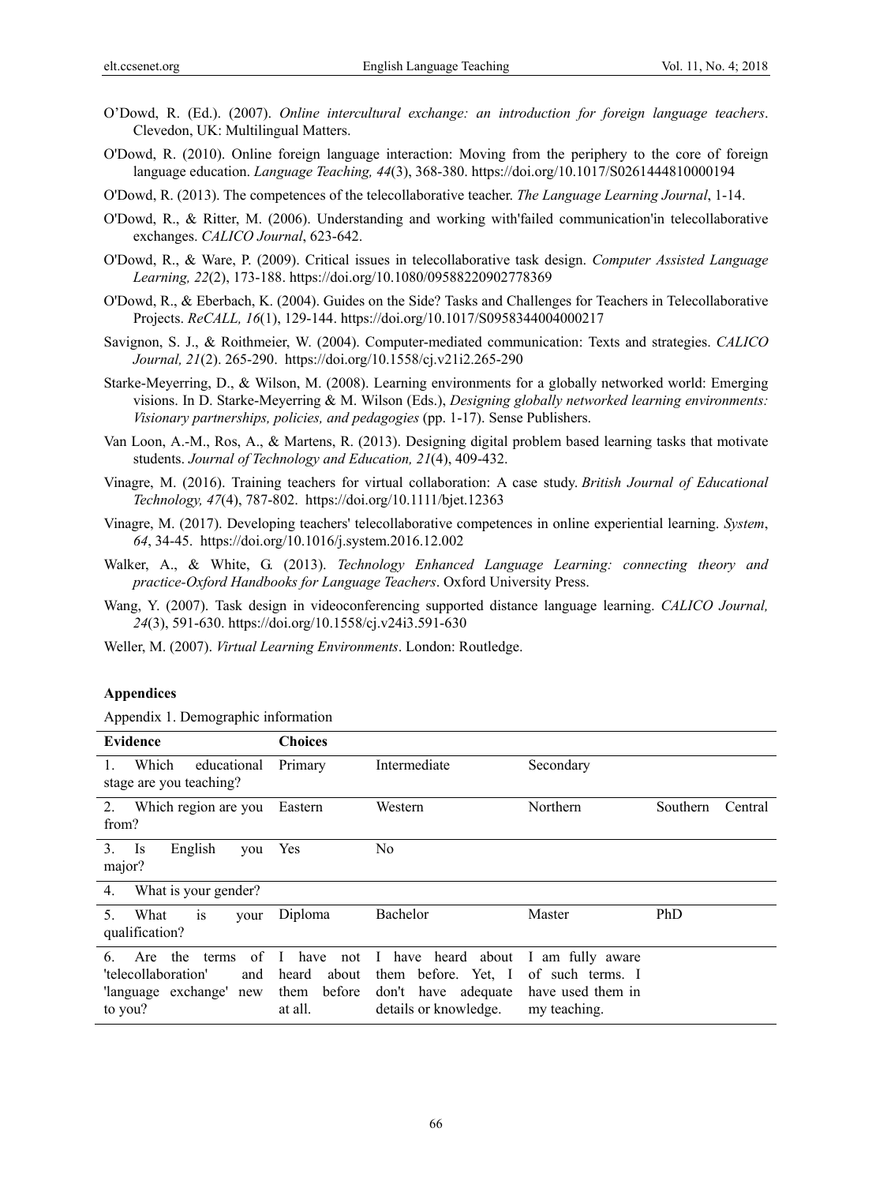O'Dowd, R. (Ed.). (2007). *Online intercultural exchange: an introduction for foreign language teachers*. Clevedon, UK: Multilingual Matters.

O'Dowd, R. (2010). Online foreign language interaction: Moving from the periphery to the core of foreign language education. *Language Teaching, 44*(3), 368-380. https://doi.org/10.1017/S0261444810000194

O'Dowd, R. (2013). The competences of the telecollaborative teacher. *The Language Learning Journal*, 1-14.

O'Dowd, R., & Ritter, M. (2006). Understanding and working with'failed communication'in telecollaborative exchanges. *CALICO Journal*, 623-642.

O'Dowd, R., & Ware, P. (2009). Critical issues in telecollaborative task design. *Computer Assisted Language Learning, 22*(2), 173-188. https://doi.org/10.1080/09588220902778369

O'Dowd, R., & Eberbach, K. (2004). Guides on the Side? Tasks and Challenges for Teachers in Telecollaborative Projects. *ReCALL, 16*(1), 129-144. https://doi.org/10.1017/S0958344004000217

Savignon, S. J., & Roithmeier, W. (2004). Computer-mediated communication: Texts and strategies. *CALICO Journal, 21*(2). 265-290. https://doi.org/10.1558/cj.v21i2.265-290

Starke-Meyerring, D., & Wilson, M. (2008). Learning environments for a globally networked world: Emerging visions. In D. Starke-Meyerring & M. Wilson (Eds.), *Designing globally networked learning environments: Visionary partnerships, policies, and pedagogies* (pp. 1-17). Sense Publishers.

Van Loon, A.-M., Ros, A., & Martens, R. (2013). Designing digital problem based learning tasks that motivate students. *Journal of Technology and Education, 21*(4), 409-432.

Vinagre, M. (2016). Training teachers for virtual collaboration: A case study. *British Journal of Educational Technology, 47*(4), 787-802. https://doi.org/10.1111/bjet.12363

Vinagre, M. (2017). Developing teachers' telecollaborative competences in online experiential learning. *System*, *64*, 34-45. https://doi.org/10.1016/j.system.2016.12.002

Walker, A., & White, G. (2013). *Technology Enhanced Language Learning: connecting theory and practice-Oxford Handbooks for Language Teachers*. Oxford University Press.

Wang, Y. (2007). Task design in videoconferencing supported distance language learning. *CALICO Journal, 24*(3), 591-630. https://doi.org/10.1558/cj.v24i3.591-630

Weller, M. (2007). *Virtual Learning Environments*. London: Routledge.

## Appendices

Appendix 1. Demographic information

| Evidence | Choices | | | | |
|---|---|---|---|---|---|
| 1. Which educational stage are you teaching? | Primary | Intermediate | Secondary | | |
| 2. Which region are you from? | Eastern | Western | Northern | Southern | Central |
| 3. Is English you major? | Yes | No | | | |
| 4. What is your gender? | | | | | |
| 5. What is your qualification? | Diploma | Bachelor | Master | PhD | |
| 6. Are the terms of 'telecollaboration' and 'language exchange' new to you? | I have not heard about them before at all. | I have heard about them before. Yet, I don't have adequate details or knowledge. | I am fully aware of such terms. I have used them in my teaching. | | |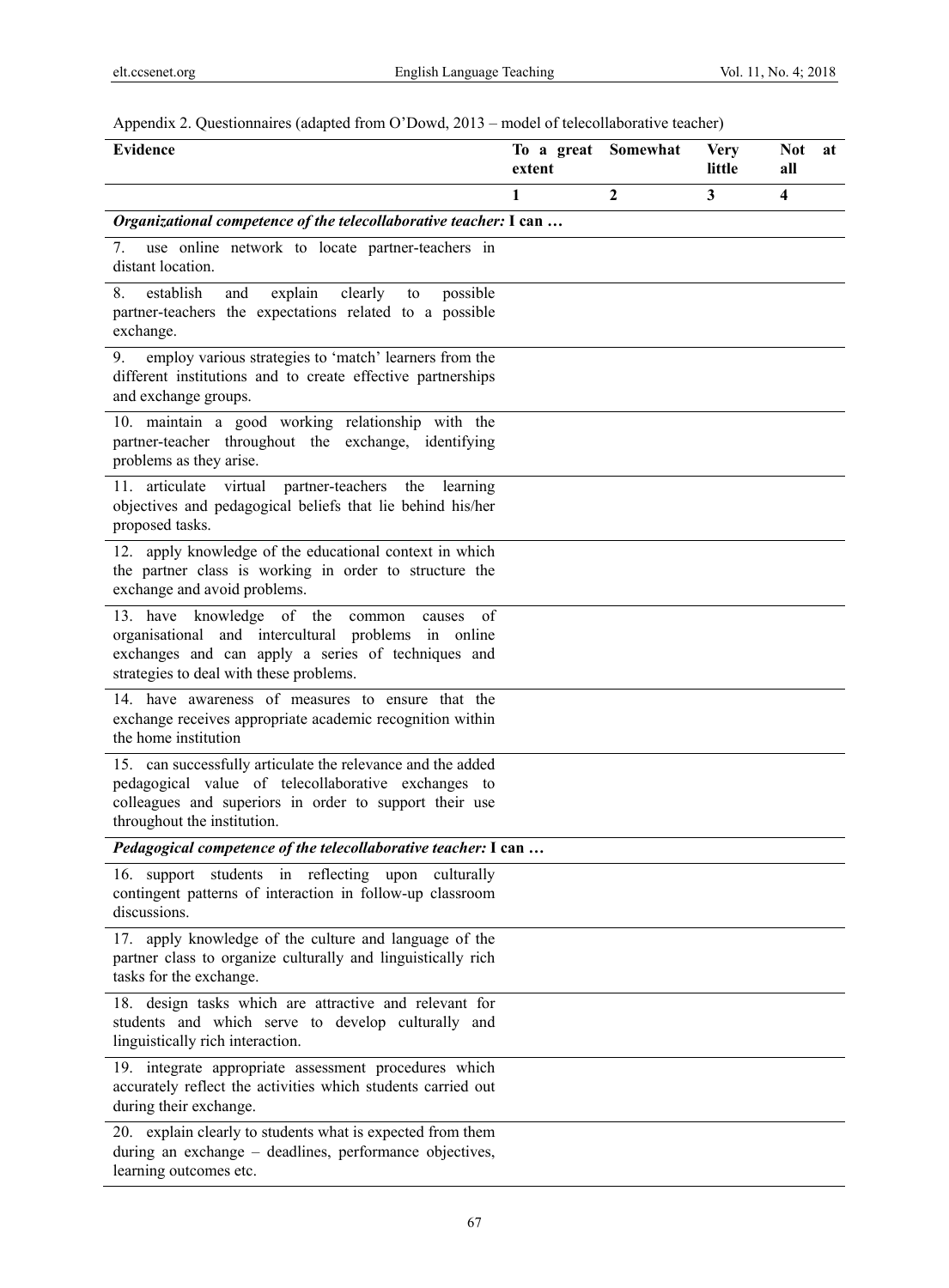Appendix 2. Questionnaires (adapted from O'Dowd, 2013 – model of telecollaborative teacher)

| Evidence | To a great extent | Somewhat | Very little | Not at all |
|---|---|---|---|---|
| | **1** | **2** | **3** | **4** |
| ***Organizational competence of the telecollaborative teacher:* I can …** | | | | |
| 7. use online network to locate partner-teachers in distant location. | | | | |
| 8. establish and explain clearly to possible partner-teachers the expectations related to a possible exchange. | | | | |
| 9. employ various strategies to 'match' learners from the different institutions and to create effective partnerships and exchange groups. | | | | |
| 10. maintain a good working relationship with the partner-teacher throughout the exchange, identifying problems as they arise. | | | | |
| 11. articulate virtual partner-teachers the learning objectives and pedagogical beliefs that lie behind his/her proposed tasks. | | | | |
| 12. apply knowledge of the educational context in which the partner class is working in order to structure the exchange and avoid problems. | | | | |
| 13. have knowledge of the common causes of organisational and intercultural problems in online exchanges and can apply a series of techniques and strategies to deal with these problems. | | | | |
| 14. have awareness of measures to ensure that the exchange receives appropriate academic recognition within the home institution | | | | |
| 15. can successfully articulate the relevance and the added pedagogical value of telecollaborative exchanges to colleagues and superiors in order to support their use throughout the institution. | | | | |
| ***Pedagogical competence of the telecollaborative teacher:* I can …** | | | | |
| 16. support students in reflecting upon culturally contingent patterns of interaction in follow-up classroom discussions. | | | | |
| 17. apply knowledge of the culture and language of the partner class to organize culturally and linguistically rich tasks for the exchange. | | | | |
| 18. design tasks which are attractive and relevant for students and which serve to develop culturally and linguistically rich interaction. | | | | |
| 19. integrate appropriate assessment procedures which accurately reflect the activities which students carried out during their exchange. | | | | |
| 20. explain clearly to students what is expected from them during an exchange – deadlines, performance objectives, learning outcomes etc. | | | | |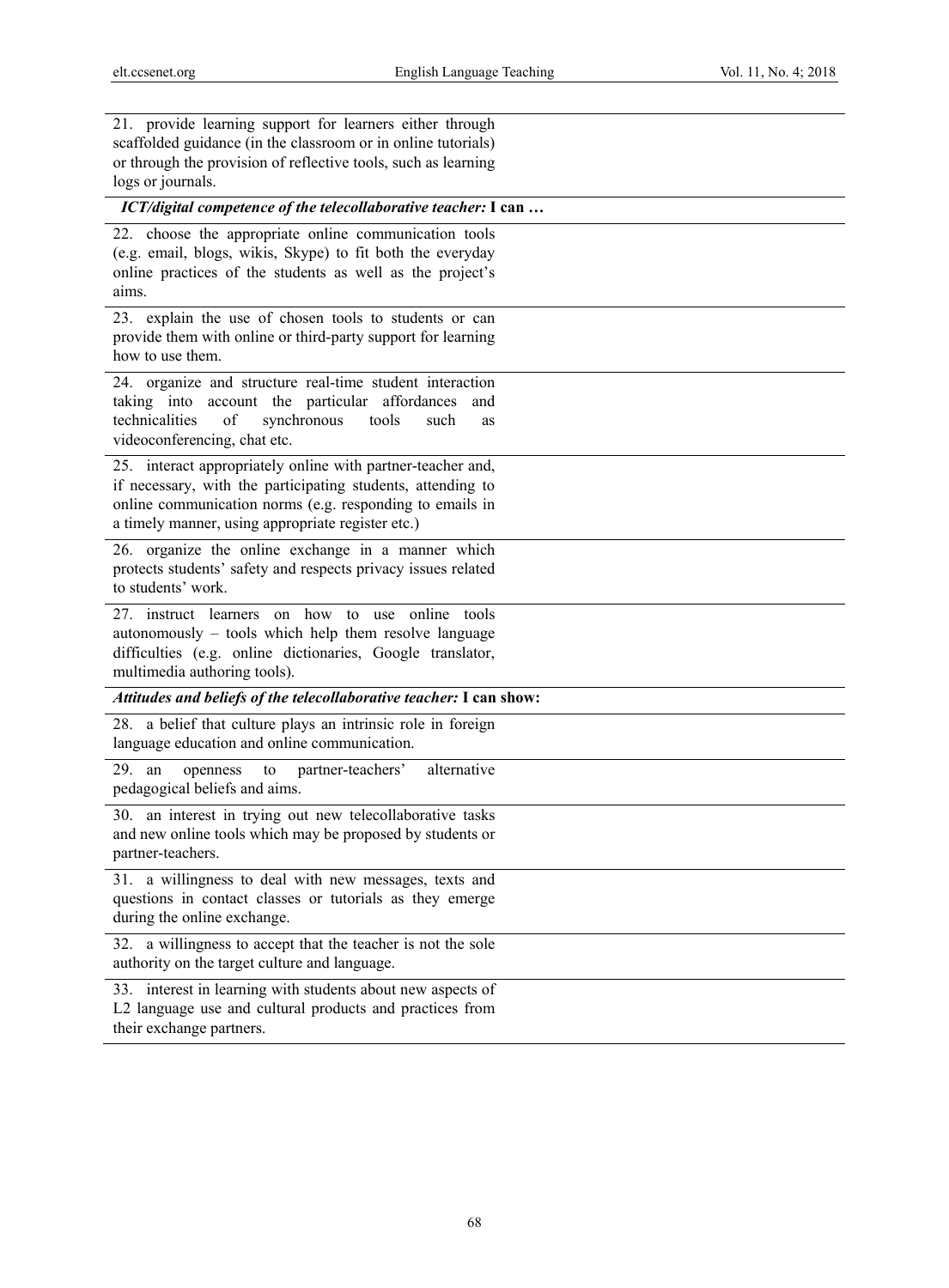| | |
|---|---|
| 21. provide learning support for learners either through scaffolded guidance (in the classroom or in online tutorials) or through the provision of reflective tools, such as learning logs or journals. | |
| ***ICT/digital competence of the telecollaborative teacher:* I can …** | |
| 22. choose the appropriate online communication tools (e.g. email, blogs, wikis, Skype) to fit both the everyday online practices of the students as well as the project's aims. | |
| 23. explain the use of chosen tools to students or can provide them with online or third-party support for learning how to use them. | |
| 24. organize and structure real-time student interaction taking into account the particular affordances and technicalities of synchronous tools such as videoconferencing, chat etc. | |
| 25. interact appropriately online with partner-teacher and, if necessary, with the participating students, attending to online communication norms (e.g. responding to emails in a timely manner, using appropriate register etc.) | |
| 26. organize the online exchange in a manner which protects students' safety and respects privacy issues related to students' work. | |
| 27. instruct learners on how to use online tools autonomously – tools which help them resolve language difficulties (e.g. online dictionaries, Google translator, multimedia authoring tools). | |
| ***Attitudes and beliefs of the telecollaborative teacher:* I can show:** | |
| 28. a belief that culture plays an intrinsic role in foreign language education and online communication. | |
| 29. an openness to partner-teachers' alternative pedagogical beliefs and aims. | |
| 30. an interest in trying out new telecollaborative tasks and new online tools which may be proposed by students or partner-teachers. | |
| 31. a willingness to deal with new messages, texts and questions in contact classes or tutorials as they emerge during the online exchange. | |
| 32. a willingness to accept that the teacher is not the sole authority on the target culture and language. | |
| 33. interest in learning with students about new aspects of L2 language use and cultural products and practices from their exchange partners. | |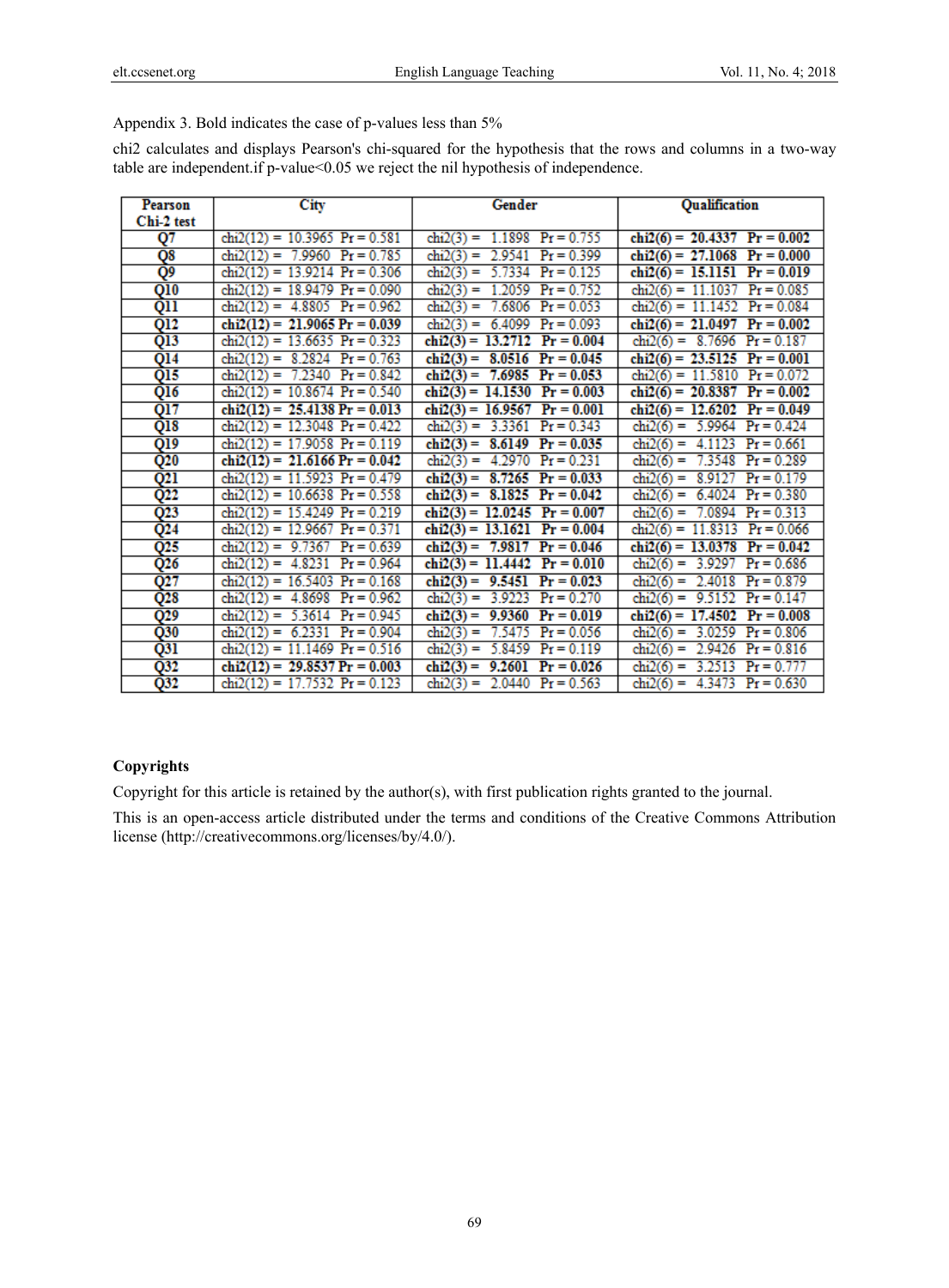Appendix 3. Bold indicates the case of p-values less than 5%

chi2 calculates and displays Pearson's chi-squared for the hypothesis that the rows and columns in a two-way table are independent.if p-value<0.05 we reject the nil hypothesis of independence.

| Pearson Chi-2 test | City | Gender | Qualification |
|---|---|---|---|
| Q7 | chi2(12) = 10.3965 Pr = 0.581 | chi2(3) = 1.1898 Pr = 0.755 | **chi2(6) = 20.4337 Pr = 0.002** |
| Q8 | chi2(12) = 7.9960 Pr = 0.785 | chi2(3) = 2.9541 Pr = 0.399 | **chi2(6) = 27.1068 Pr = 0.000** |
| Q9 | chi2(12) = 13.9214 Pr = 0.306 | chi2(3) = 5.7334 Pr = 0.125 | **chi2(6) = 15.1151 Pr = 0.019** |
| Q10 | chi2(12) = 18.9479 Pr = 0.090 | chi2(3) = 1.2059 Pr = 0.752 | chi2(6) = 11.1037 Pr = 0.085 |
| Q11 | chi2(12) = 4.8805 Pr = 0.962 | chi2(3) = 7.6806 Pr = 0.053 | chi2(6) = 11.1452 Pr = 0.084 |
| Q12 | **chi2(12) = 21.9065 Pr = 0.039** | chi2(3) = 6.4099 Pr = 0.093 | **chi2(6) = 21.0497 Pr = 0.002** |
| Q13 | chi2(12) = 13.6635 Pr = 0.323 | **chi2(3) = 13.2712 Pr = 0.004** | chi2(6) = 8.7696 Pr = 0.187 |
| Q14 | chi2(12) = 8.2824 Pr = 0.763 | **chi2(3) = 8.0516 Pr = 0.045** | **chi2(6) = 23.5125 Pr = 0.001** |
| Q15 | chi2(12) = 7.2340 Pr = 0.842 | **chi2(3) = 7.6985 Pr = 0.053** | chi2(6) = 11.5810 Pr = 0.072 |
| Q16 | chi2(12) = 10.8674 Pr = 0.540 | **chi2(3) = 14.1530 Pr = 0.003** | **chi2(6) = 20.8387 Pr = 0.002** |
| Q17 | **chi2(12) = 25.4138 Pr = 0.013** | **chi2(3) = 16.9567 Pr = 0.001** | **chi2(6) = 12.6202 Pr = 0.049** |
| Q18 | chi2(12) = 12.3048 Pr = 0.422 | chi2(3) = 3.3361 Pr = 0.343 | chi2(6) = 5.9964 Pr = 0.424 |
| Q19 | chi2(12) = 17.9058 Pr = 0.119 | **chi2(3) = 8.6149 Pr = 0.035** | chi2(6) = 4.1123 Pr = 0.661 |
| Q20 | **chi2(12) = 21.6166 Pr = 0.042** | chi2(3) = 4.2970 Pr = 0.231 | chi2(6) = 7.3548 Pr = 0.289 |
| Q21 | chi2(12) = 11.5923 Pr = 0.479 | **chi2(3) = 8.7265 Pr = 0.033** | chi2(6) = 8.9127 Pr = 0.179 |
| Q22 | chi2(12) = 10.6638 Pr = 0.558 | **chi2(3) = 8.1825 Pr = 0.042** | chi2(6) = 6.4024 Pr = 0.380 |
| Q23 | chi2(12) = 15.4249 Pr = 0.219 | **chi2(3) = 12.0245 Pr = 0.007** | chi2(6) = 7.0894 Pr = 0.313 |
| Q24 | chi2(12) = 12.9667 Pr = 0.371 | **chi2(3) = 13.1621 Pr = 0.004** | chi2(6) = 11.8313 Pr = 0.066 |
| Q25 | chi2(12) = 9.7367 Pr = 0.639 | **chi2(3) = 7.9817 Pr = 0.046** | **chi2(6) = 13.0378 Pr = 0.042** |
| Q26 | chi2(12) = 4.8231 Pr = 0.964 | **chi2(3) = 11.4442 Pr = 0.010** | chi2(6) = 3.9297 Pr = 0.686 |
| Q27 | chi2(12) = 16.5403 Pr = 0.168 | **chi2(3) = 9.5451 Pr = 0.023** | chi2(6) = 2.4018 Pr = 0.879 |
| Q28 | chi2(12) = 4.8698 Pr = 0.962 | chi2(3) = 3.9223 Pr = 0.270 | chi2(6) = 9.5152 Pr = 0.147 |
| Q29 | chi2(12) = 5.3614 Pr = 0.945 | **chi2(3) = 9.9360 Pr = 0.019** | **chi2(6) = 17.4502 Pr = 0.008** |
| Q30 | chi2(12) = 6.2331 Pr = 0.904 | chi2(3) = 7.5475 Pr = 0.056 | chi2(6) = 3.0259 Pr = 0.806 |
| Q31 | chi2(12) = 11.1469 Pr = 0.516 | chi2(3) = 5.8459 Pr = 0.119 | chi2(6) = 2.9426 Pr = 0.816 |
| Q32 | **chi2(12) = 29.8537 Pr = 0.003** | **chi2(3) = 9.2601 Pr = 0.026** | chi2(6) = 3.2513 Pr = 0.777 |
| Q32 | chi2(12) = 17.7532 Pr = 0.123 | chi2(3) = 2.0440 Pr = 0.563 | chi2(6) = 4.3473 Pr = 0.630 |

**Copyrights**

Copyright for this article is retained by the author(s), with first publication rights granted to the journal.

This is an open-access article distributed under the terms and conditions of the Creative Commons Attribution license (http://creativecommons.org/licenses/by/4.0/).